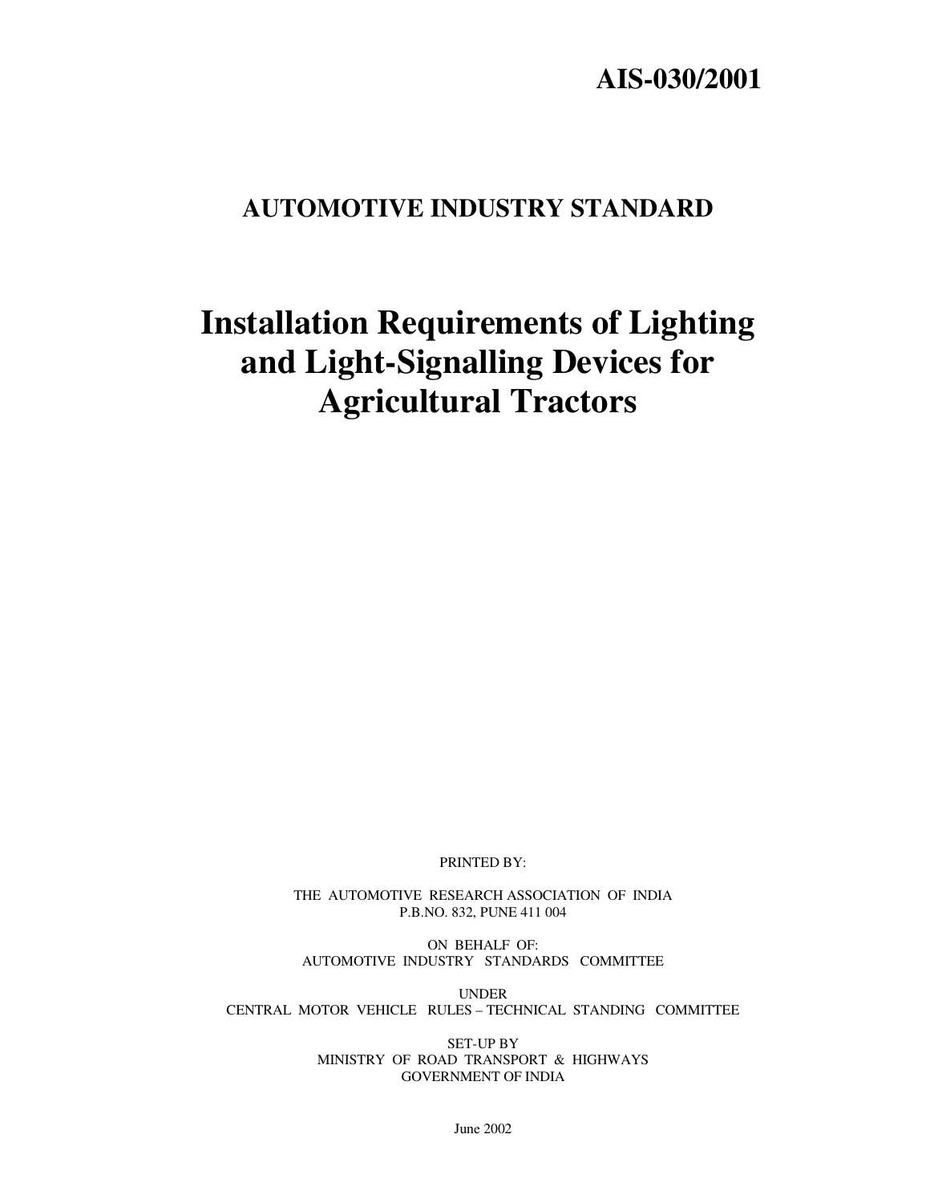**AIS-030/2001**

## AUTOMOTIVE INDUSTRY STANDARD

# Installation Requirements of Lighting and Light-Signalling Devices for Agricultural Tractors

PRINTED BY:

THE AUTOMOTIVE RESEARCH ASSOCIATION OF INDIA
P.B.NO. 832, PUNE 411 004

ON BEHALF OF:
AUTOMOTIVE INDUSTRY STANDARDS COMMITTEE

UNDER
CENTRAL MOTOR VEHICLE RULES – TECHNICAL STANDING COMMITTEE

SET-UP BY
MINISTRY OF ROAD TRANSPORT & HIGHWAYS
GOVERNMENT OF INDIA

June 2002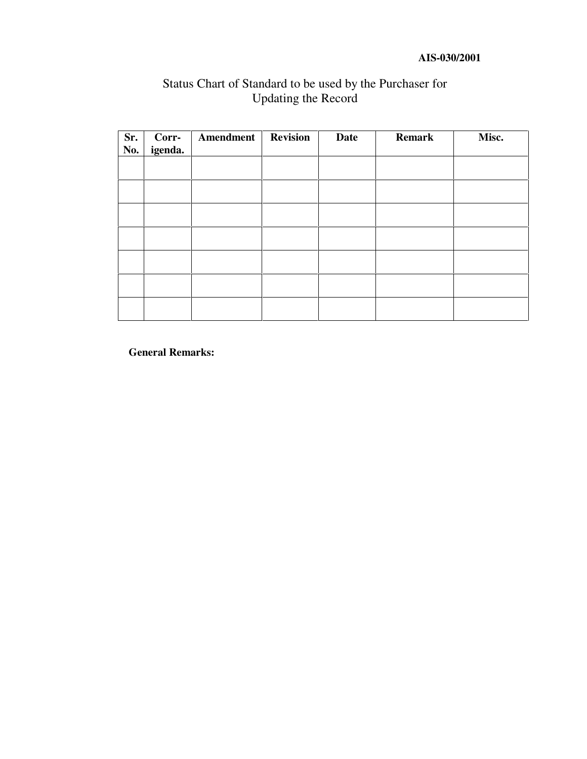# Status Chart of Standard to be used by the Purchaser for Updating the Record

| Sr. No. | Corr-igenda. | Amendment | Revision | Date | Remark | Misc. |
|---|---|---|---|---|---|---|
| | | | | | | |
| | | | | | | |
| | | | | | | |
| | | | | | | |
| | | | | | | |
| | | | | | | |
| | | | | | | |

**General Remarks:**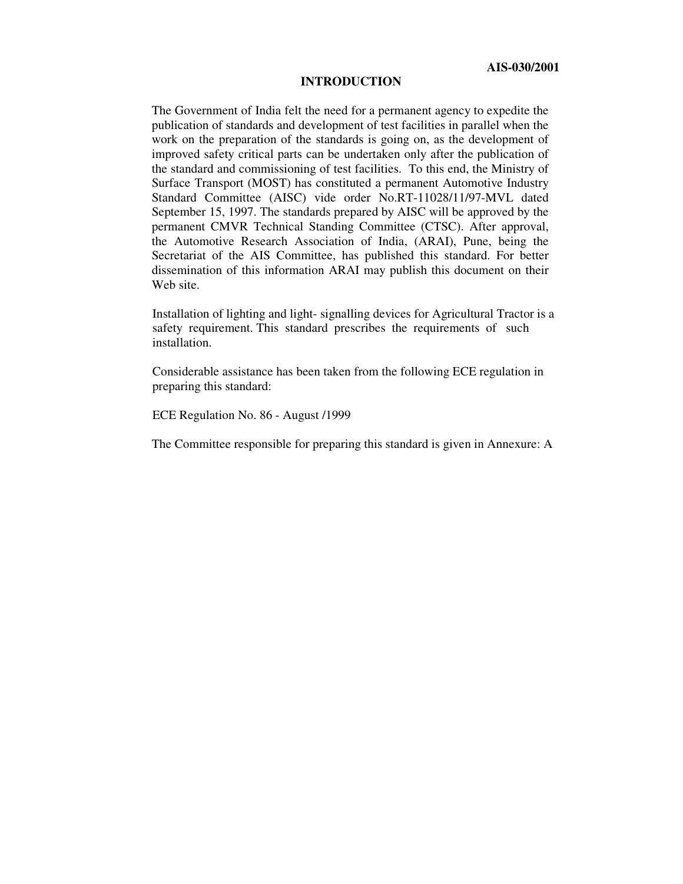## INTRODUCTION

The Government of India felt the need for a permanent agency to expedite the publication of standards and development of test facilities in parallel when the work on the preparation of the standards is going on, as the development of improved safety critical parts can be undertaken only after the publication of the standard and commissioning of test facilities. To this end, the Ministry of Surface Transport (MOST) has constituted a permanent Automotive Industry Standard Committee (AISC) vide order No.RT-11028/11/97-MVL dated September 15, 1997. The standards prepared by AISC will be approved by the permanent CMVR Technical Standing Committee (CTSC). After approval, the Automotive Research Association of India, (ARAI), Pune, being the Secretariat of the AIS Committee, has published this standard. For better dissemination of this information ARAI may publish this document on their Web site.

Installation of lighting and light- signalling devices for Agricultural Tractor is a safety requirement. This standard prescribes the requirements of such installation.

Considerable assistance has been taken from the following ECE regulation in preparing this standard:

ECE Regulation No. 86 - August /1999

The Committee responsible for preparing this standard is given in Annexure: A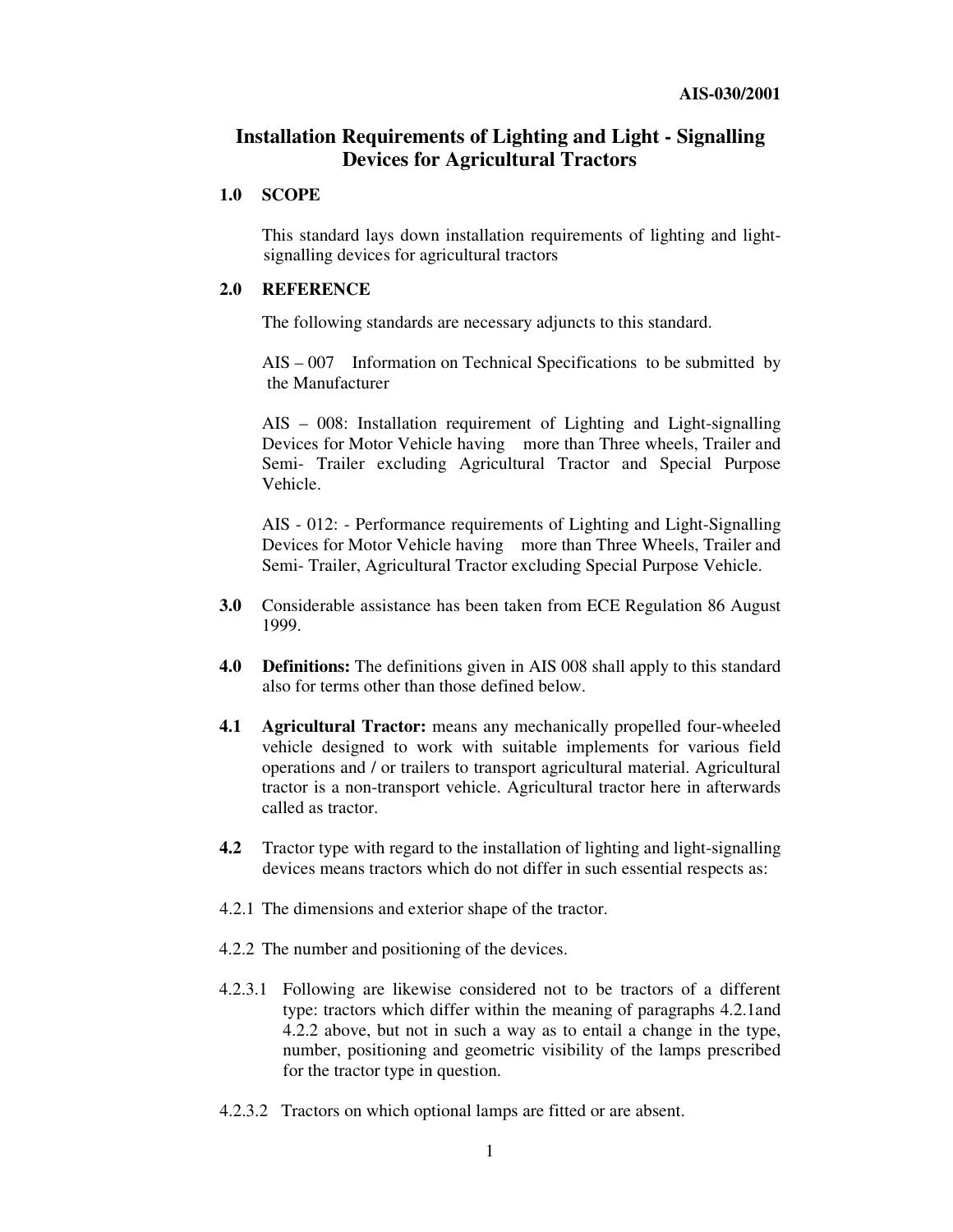# Installation Requirements of Lighting and Light - Signalling Devices for Agricultural Tractors

## 1.0 SCOPE

This standard lays down installation requirements of lighting and light-signalling devices for agricultural tractors

## 2.0 REFERENCE

The following standards are necessary adjuncts to this standard.

AIS – 007 Information on Technical Specifications to be submitted by the Manufacturer

AIS – 008: Installation requirement of Lighting and Light-signalling Devices for Motor Vehicle having more than Three wheels, Trailer and Semi- Trailer excluding Agricultural Tractor and Special Purpose Vehicle.

AIS - 012: - Performance requirements of Lighting and Light-Signalling Devices for Motor Vehicle having more than Three Wheels, Trailer and Semi- Trailer, Agricultural Tractor excluding Special Purpose Vehicle.

**3.0** Considerable assistance has been taken from ECE Regulation 86 August 1999.

**4.0 Definitions:** The definitions given in AIS 008 shall apply to this standard also for terms other than those defined below.

**4.1 Agricultural Tractor:** means any mechanically propelled four-wheeled vehicle designed to work with suitable implements for various field operations and / or trailers to transport agricultural material. Agricultural tractor is a non-transport vehicle. Agricultural tractor here in afterwards called as tractor.

**4.2** Tractor type with regard to the installation of lighting and light-signalling devices means tractors which do not differ in such essential respects as:

4.2.1 The dimensions and exterior shape of the tractor.

4.2.2 The number and positioning of the devices.

4.2.3.1 Following are likewise considered not to be tractors of a different type: tractors which differ within the meaning of paragraphs 4.2.1and 4.2.2 above, but not in such a way as to entail a change in the type, number, positioning and geometric visibility of the lamps prescribed for the tractor type in question.

4.2.3.2 Tractors on which optional lamps are fitted or are absent.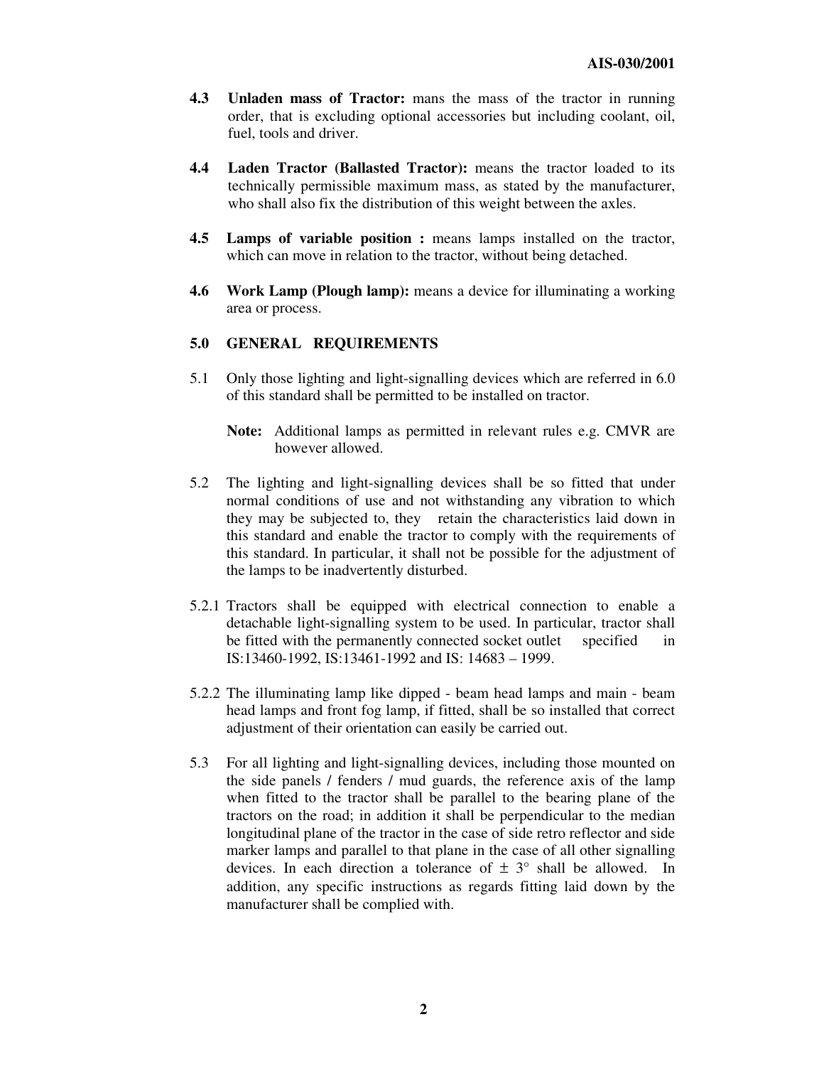**4.3 Unladen mass of Tractor:** mans the mass of the tractor in running order, that is excluding optional accessories but including coolant, oil, fuel, tools and driver.

**4.4 Laden Tractor (Ballasted Tractor):** means the tractor loaded to its technically permissible maximum mass, as stated by the manufacturer, who shall also fix the distribution of this weight between the axles.

**4.5 Lamps of variable position :** means lamps installed on the tractor, which can move in relation to the tractor, without being detached.

**4.6 Work Lamp (Plough lamp):** means a device for illuminating a working area or process.

## 5.0 GENERAL REQUIREMENTS

5.1 Only those lighting and light-signalling devices which are referred in 6.0 of this standard shall be permitted to be installed on tractor.

**Note:** Additional lamps as permitted in relevant rules e.g. CMVR are however allowed.

5.2 The lighting and light-signalling devices shall be so fitted that under normal conditions of use and not withstanding any vibration to which they may be subjected to, they retain the characteristics laid down in this standard and enable the tractor to comply with the requirements of this standard. In particular, it shall not be possible for the adjustment of the lamps to be inadvertently disturbed.

5.2.1 Tractors shall be equipped with electrical connection to enable a detachable light-signalling system to be used. In particular, tractor shall be fitted with the permanently connected socket outlet specified in IS:13460-1992, IS:13461-1992 and IS: 14683 – 1999.

5.2.2 The illuminating lamp like dipped - beam head lamps and main - beam head lamps and front fog lamp, if fitted, shall be so installed that correct adjustment of their orientation can easily be carried out.

5.3 For all lighting and light-signalling devices, including those mounted on the side panels / fenders / mud guards, the reference axis of the lamp when fitted to the tractor shall be parallel to the bearing plane of the tractors on the road; in addition it shall be perpendicular to the median longitudinal plane of the tractor in the case of side retro reflector and side marker lamps and parallel to that plane in the case of all other signalling devices. In each direction a tolerance of $\pm 3°$ shall be allowed. In addition, any specific instructions as regards fitting laid down by the manufacturer shall be complied with.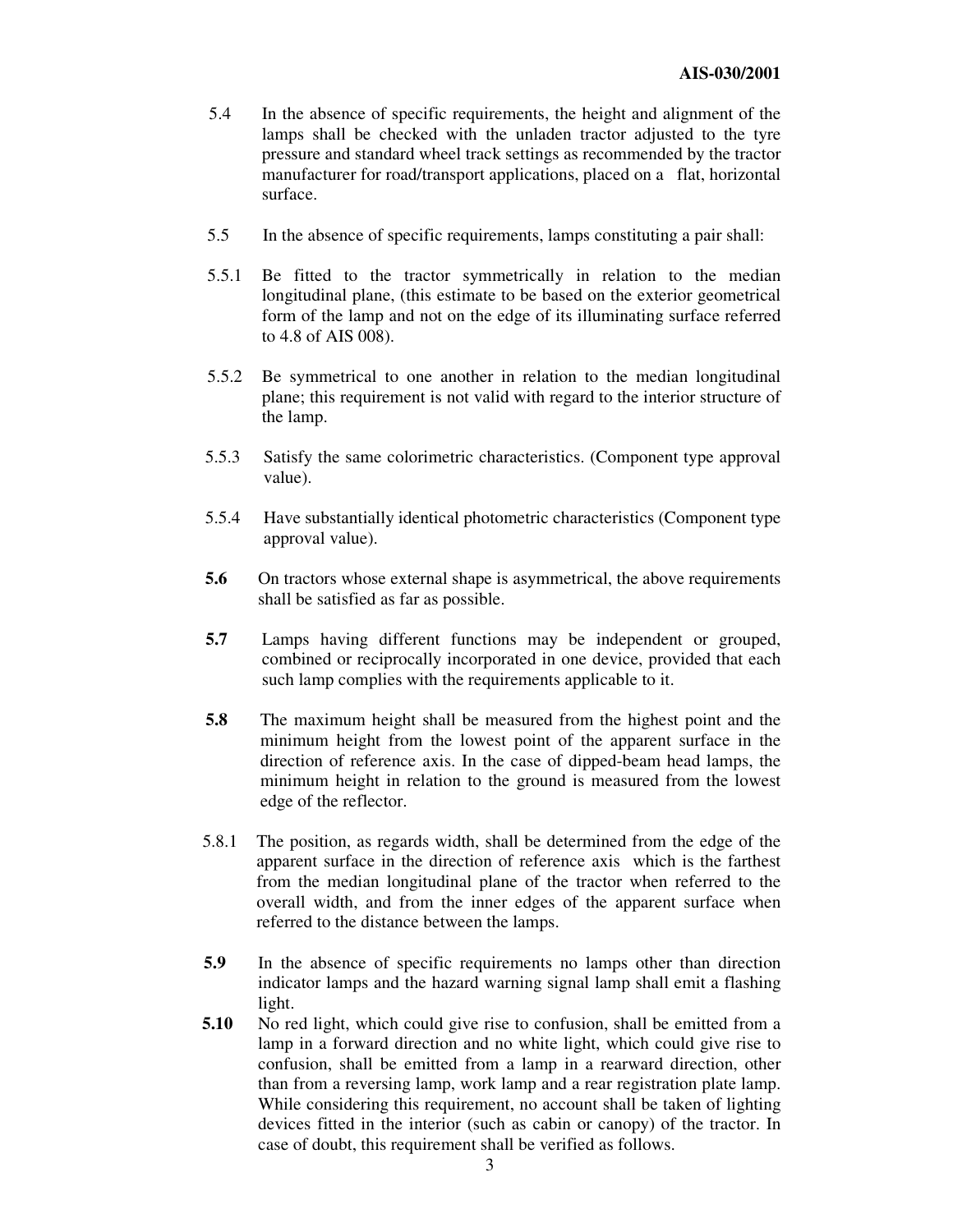5.4 In the absence of specific requirements, the height and alignment of the lamps shall be checked with the unladen tractor adjusted to the tyre pressure and standard wheel track settings as recommended by the tractor manufacturer for road/transport applications, placed on a flat, horizontal surface.

5.5 In the absence of specific requirements, lamps constituting a pair shall:

5.5.1 Be fitted to the tractor symmetrically in relation to the median longitudinal plane, (this estimate to be based on the exterior geometrical form of the lamp and not on the edge of its illuminating surface referred to 4.8 of AIS 008).

5.5.2 Be symmetrical to one another in relation to the median longitudinal plane; this requirement is not valid with regard to the interior structure of the lamp.

5.5.3 Satisfy the same colorimetric characteristics. (Component type approval value).

5.5.4 Have substantially identical photometric characteristics (Component type approval value).

**5.6** On tractors whose external shape is asymmetrical, the above requirements shall be satisfied as far as possible.

**5.7** Lamps having different functions may be independent or grouped, combined or reciprocally incorporated in one device, provided that each such lamp complies with the requirements applicable to it.

**5.8** The maximum height shall be measured from the highest point and the minimum height from the lowest point of the apparent surface in the direction of reference axis. In the case of dipped-beam head lamps, the minimum height in relation to the ground is measured from the lowest edge of the reflector.

5.8.1 The position, as regards width, shall be determined from the edge of the apparent surface in the direction of reference axis which is the farthest from the median longitudinal plane of the tractor when referred to the overall width, and from the inner edges of the apparent surface when referred to the distance between the lamps.

**5.9** In the absence of specific requirements no lamps other than direction indicator lamps and the hazard warning signal lamp shall emit a flashing light.

**5.10** No red light, which could give rise to confusion, shall be emitted from a lamp in a forward direction and no white light, which could give rise to confusion, shall be emitted from a lamp in a rearward direction, other than from a reversing lamp, work lamp and a rear registration plate lamp. While considering this requirement, no account shall be taken of lighting devices fitted in the interior (such as cabin or canopy) of the tractor. In case of doubt, this requirement shall be verified as follows.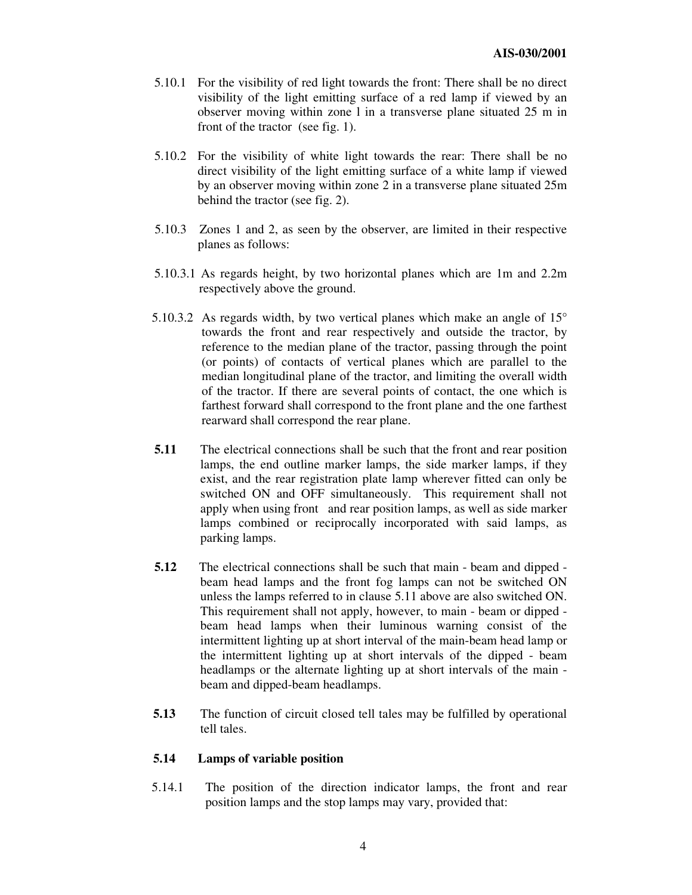5.10.1 For the visibility of red light towards the front: There shall be no direct visibility of the light emitting surface of a red lamp if viewed by an observer moving within zone l in a transverse plane situated 25 m in front of the tractor (see fig. 1).

5.10.2 For the visibility of white light towards the rear: There shall be no direct visibility of the light emitting surface of a white lamp if viewed by an observer moving within zone 2 in a transverse plane situated 25m behind the tractor (see fig. 2).

5.10.3 Zones 1 and 2, as seen by the observer, are limited in their respective planes as follows:

5.10.3.1 As regards height, by two horizontal planes which are 1m and 2.2m respectively above the ground.

5.10.3.2 As regards width, by two vertical planes which make an angle of 15° towards the front and rear respectively and outside the tractor, by reference to the median plane of the tractor, passing through the point (or points) of contacts of vertical planes which are parallel to the median longitudinal plane of the tractor, and limiting the overall width of the tractor. If there are several points of contact, the one which is farthest forward shall correspond to the front plane and the one farthest rearward shall correspond the rear plane.

**5.11** The electrical connections shall be such that the front and rear position lamps, the end outline marker lamps, the side marker lamps, if they exist, and the rear registration plate lamp wherever fitted can only be switched ON and OFF simultaneously. This requirement shall not apply when using front and rear position lamps, as well as side marker lamps combined or reciprocally incorporated with said lamps, as parking lamps.

**5.12** The electrical connections shall be such that main - beam and dipped - beam head lamps and the front fog lamps can not be switched ON unless the lamps referred to in clause 5.11 above are also switched ON. This requirement shall not apply, however, to main - beam or dipped - beam head lamps when their luminous warning consist of the intermittent lighting up at short interval of the main-beam head lamp or the intermittent lighting up at short intervals of the dipped - beam headlamps or the alternate lighting up at short intervals of the main - beam and dipped-beam headlamps.

**5.13** The function of circuit closed tell tales may be fulfilled by operational tell tales.

**5.14 Lamps of variable position**

5.14.1 The position of the direction indicator lamps, the front and rear position lamps and the stop lamps may vary, provided that: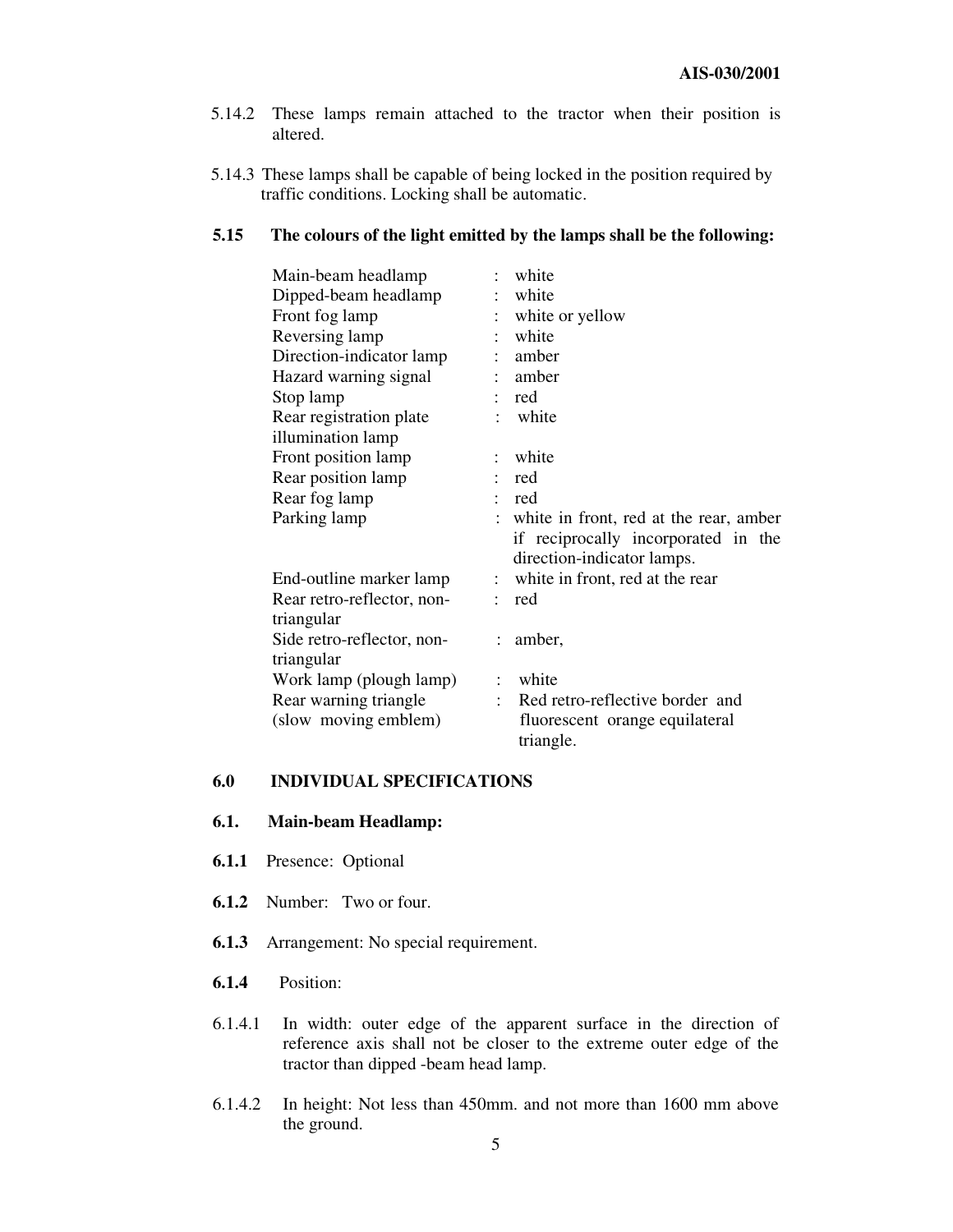5.14.2 These lamps remain attached to the tractor when their position is altered.

5.14.3 These lamps shall be capable of being locked in the position required by traffic conditions. Locking shall be automatic.

**5.15 The colours of the light emitted by the lamps shall be the following:**

| | | |
|---|---|---|
| Main-beam headlamp | : | white |
| Dipped-beam headlamp | : | white |
| Front fog lamp | : | white or yellow |
| Reversing lamp | : | white |
| Direction-indicator lamp | : | amber |
| Hazard warning signal | : | amber |
| Stop lamp | : | red |
| Rear registration plate illumination lamp | : | white |
| Front position lamp | : | white |
| Rear position lamp | : | red |
| Rear fog lamp | : | red |
| Parking lamp | : | white in front, red at the rear, amber if reciprocally incorporated in the direction-indicator lamps. |
| End-outline marker lamp | : | white in front, red at the rear |
| Rear retro-reflector, non-triangular | : | red |
| Side retro-reflector, non-triangular | : | amber, |
| Work lamp (plough lamp) | : | white |
| Rear warning triangle (slow moving emblem) | : | Red retro-reflective border and fluorescent orange equilateral triangle. |

## 6.0 INDIVIDUAL SPECIFICATIONS

### 6.1. Main-beam Headlamp:

**6.1.1** Presence: Optional

**6.1.2** Number: Two or four.

**6.1.3** Arrangement: No special requirement.

**6.1.4** Position:

6.1.4.1 In width: outer edge of the apparent surface in the direction of reference axis shall not be closer to the extreme outer edge of the tractor than dipped -beam head lamp.

6.1.4.2 In height: Not less than 450mm. and not more than 1600 mm above the ground.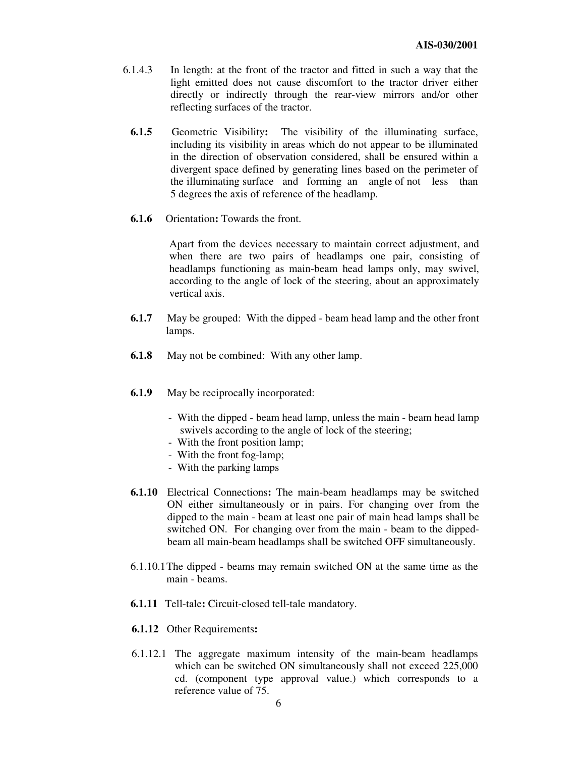6.1.4.3 In length: at the front of the tractor and fitted in such a way that the light emitted does not cause discomfort to the tractor driver either directly or indirectly through the rear-view mirrors and/or other reflecting surfaces of the tractor.

**6.1.5** Geometric Visibility**:** The visibility of the illuminating surface, including its visibility in areas which do not appear to be illuminated in the direction of observation considered, shall be ensured within a divergent space defined by generating lines based on the perimeter of the illuminating surface and forming an angle of not less than 5 degrees the axis of reference of the headlamp.

**6.1.6** Orientation**:** Towards the front.

Apart from the devices necessary to maintain correct adjustment, and when there are two pairs of headlamps one pair, consisting of headlamps functioning as main-beam head lamps only, may swivel, according to the angle of lock of the steering, about an approximately vertical axis.

**6.1.7** May be grouped: With the dipped - beam head lamp and the other front lamps.

**6.1.8** May not be combined: With any other lamp.

**6.1.9** May be reciprocally incorporated:

- With the dipped - beam head lamp, unless the main - beam head lamp swivels according to the angle of lock of the steering;
- With the front position lamp;
- With the front fog-lamp;
- With the parking lamps

**6.1.10** Electrical Connections**:** The main-beam headlamps may be switched ON either simultaneously or in pairs. For changing over from the dipped to the main - beam at least one pair of main head lamps shall be switched ON. For changing over from the main - beam to the dipped-beam all main-beam headlamps shall be switched OFF simultaneously.

6.1.10.1 The dipped - beams may remain switched ON at the same time as the main - beams.

**6.1.11** Tell-tale**:** Circuit-closed tell-tale mandatory.

**6.1.12** Other Requirements**:**

6.1.12.1 The aggregate maximum intensity of the main-beam headlamps which can be switched ON simultaneously shall not exceed 225,000 cd. (component type approval value.) which corresponds to a reference value of 75.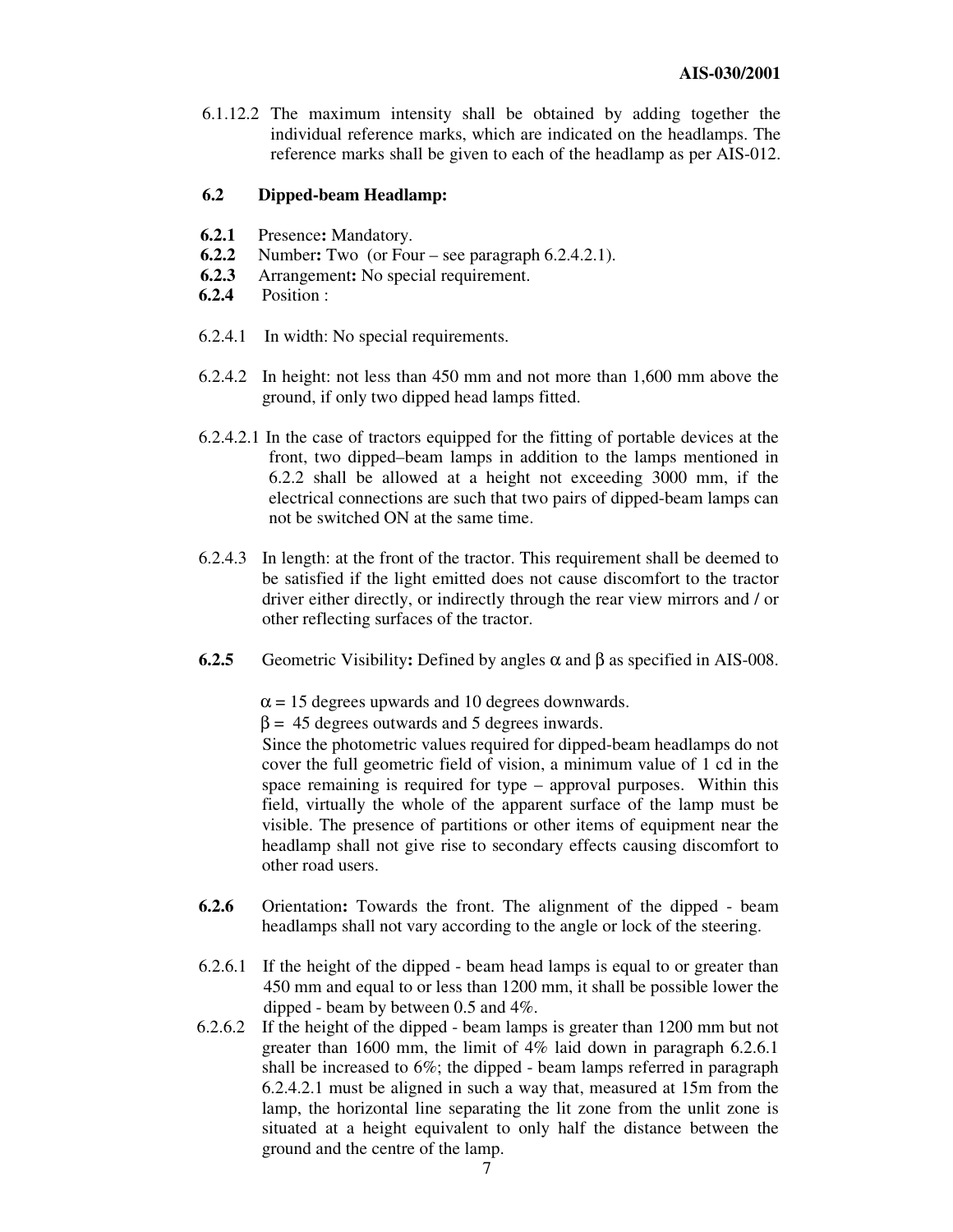6.1.12.2 The maximum intensity shall be obtained by adding together the individual reference marks, which are indicated on the headlamps. The reference marks shall be given to each of the headlamp as per AIS-012.

**6.2 Dipped-beam Headlamp:**

**6.2.1** Presence**:** Mandatory.

**6.2.2** Number**:** Two (or Four – see paragraph 6.2.4.2.1).

**6.2.3** Arrangement**:** No special requirement.

**6.2.4** Position :

6.2.4.1 In width: No special requirements.

6.2.4.2 In height: not less than 450 mm and not more than 1,600 mm above the ground, if only two dipped head lamps fitted.

6.2.4.2.1 In the case of tractors equipped for the fitting of portable devices at the front, two dipped–beam lamps in addition to the lamps mentioned in 6.2.2 shall be allowed at a height not exceeding 3000 mm, if the electrical connections are such that two pairs of dipped-beam lamps can not be switched ON at the same time.

6.2.4.3 In length: at the front of the tractor. This requirement shall be deemed to be satisfied if the light emitted does not cause discomfort to the tractor driver either directly, or indirectly through the rear view mirrors and / or other reflecting surfaces of the tractor.

**6.2.5** Geometric Visibility**:** Defined by angles $\alpha$ and $\beta$ as specified in AIS-008.

$\alpha$ = 15 degrees upwards and 10 degrees downwards.

$\beta$ = 45 degrees outwards and 5 degrees inwards.

Since the photometric values required for dipped-beam headlamps do not cover the full geometric field of vision, a minimum value of 1 cd in the space remaining is required for type – approval purposes. Within this field, virtually the whole of the apparent surface of the lamp must be visible. The presence of partitions or other items of equipment near the headlamp shall not give rise to secondary effects causing discomfort to other road users.

**6.2.6** Orientation**:** Towards the front. The alignment of the dipped - beam headlamps shall not vary according to the angle or lock of the steering.

6.2.6.1 If the height of the dipped - beam head lamps is equal to or greater than 450 mm and equal to or less than 1200 mm, it shall be possible lower the dipped - beam by between 0.5 and 4%.

6.2.6.2 If the height of the dipped - beam lamps is greater than 1200 mm but not greater than 1600 mm, the limit of 4% laid down in paragraph 6.2.6.1 shall be increased to 6%; the dipped - beam lamps referred in paragraph 6.2.4.2.1 must be aligned in such a way that, measured at 15m from the lamp, the horizontal line separating the lit zone from the unlit zone is situated at a height equivalent to only half the distance between the ground and the centre of the lamp.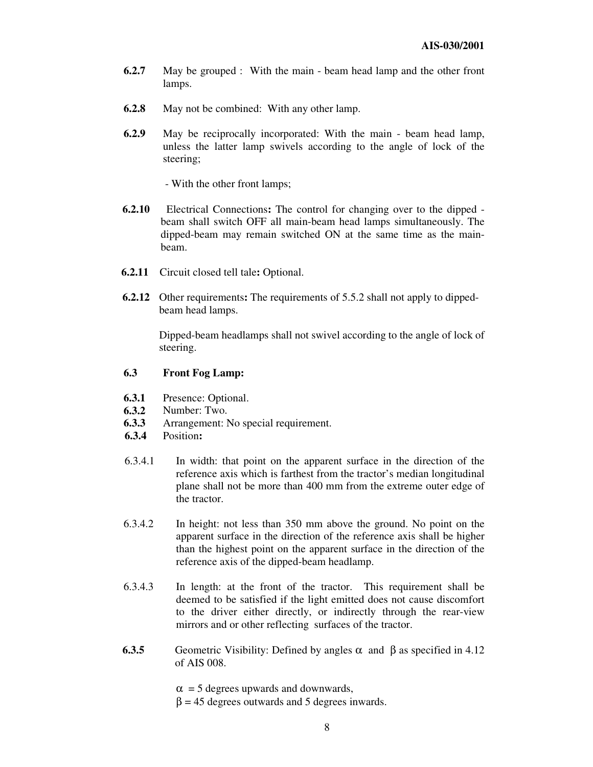**6.2.7** May be grouped : With the main - beam head lamp and the other front lamps.

**6.2.8** May not be combined: With any other lamp.

**6.2.9** May be reciprocally incorporated: With the main - beam head lamp, unless the latter lamp swivels according to the angle of lock of the steering;

- With the other front lamps;

**6.2.10** Electrical Connections**:** The control for changing over to the dipped - beam shall switch OFF all main-beam head lamps simultaneously. The dipped-beam may remain switched ON at the same time as the main-beam.

**6.2.11** Circuit closed tell tale**:** Optional.

**6.2.12** Other requirements**:** The requirements of 5.5.2 shall not apply to dipped-beam head lamps.

Dipped-beam headlamps shall not swivel according to the angle of lock of steering.

**6.3 Front Fog Lamp:**

**6.3.1** Presence: Optional.
**6.3.2** Number: Two.
**6.3.3** Arrangement: No special requirement.
**6.3.4** Position**:**

6.3.4.1 In width: that point on the apparent surface in the direction of the reference axis which is farthest from the tractor's median longitudinal plane shall not be more than 400 mm from the extreme outer edge of the tractor.

6.3.4.2 In height: not less than 350 mm above the ground. No point on the apparent surface in the direction of the reference axis shall be higher than the highest point on the apparent surface in the direction of the reference axis of the dipped-beam headlamp.

6.3.4.3 In length: at the front of the tractor. This requirement shall be deemed to be satisfied if the light emitted does not cause discomfort to the driver either directly, or indirectly through the rear-view mirrors and or other reflecting surfaces of the tractor.

**6.3.5** Geometric Visibility: Defined by angles $\alpha$ and $\beta$ as specified in 4.12 of AIS 008.

$\alpha$ = 5 degrees upwards and downwards,
$\beta$ = 45 degrees outwards and 5 degrees inwards.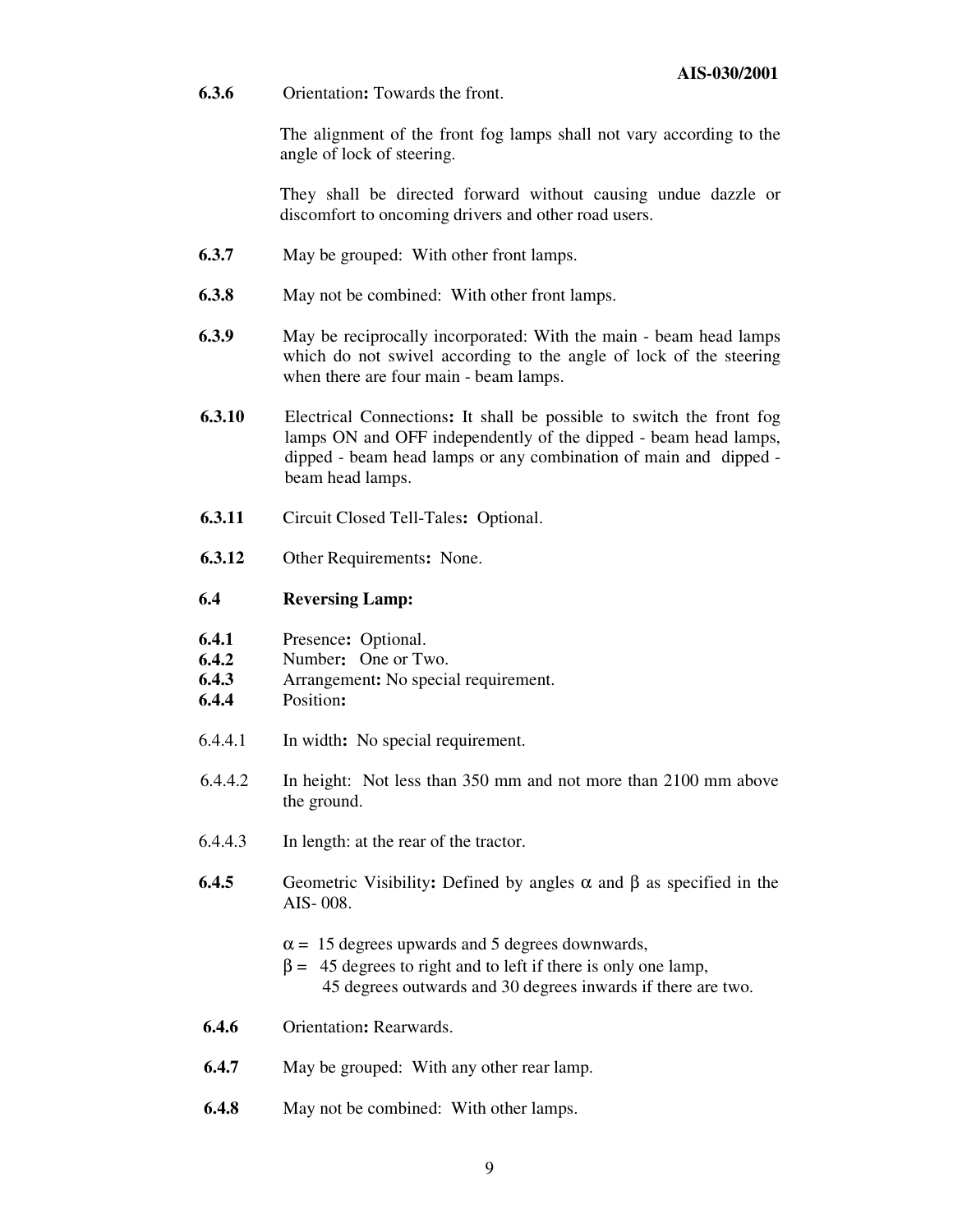**6.3.6** Orientation**:** Towards the front.

The alignment of the front fog lamps shall not vary according to the angle of lock of steering.

They shall be directed forward without causing undue dazzle or discomfort to oncoming drivers and other road users.

**6.3.7** May be grouped: With other front lamps.

**6.3.8** May not be combined: With other front lamps.

**6.3.9** May be reciprocally incorporated: With the main - beam head lamps which do not swivel according to the angle of lock of the steering when there are four main - beam lamps.

**6.3.10** Electrical Connections**:** It shall be possible to switch the front fog lamps ON and OFF independently of the dipped - beam head lamps, dipped - beam head lamps or any combination of main and dipped - beam head lamps.

**6.3.11** Circuit Closed Tell-Tales**:** Optional.

**6.3.12** Other Requirements**:** None.

**6.4 Reversing Lamp:**

**6.4.1** Presence**:** Optional.
**6.4.2** Number**:** One or Two.
**6.4.3** Arrangement**:** No special requirement.
**6.4.4** Position**:**

6.4.4.1 In width**:** No special requirement.

6.4.4.2 In height: Not less than 350 mm and not more than 2100 mm above the ground.

6.4.4.3 In length: at the rear of the tractor.

**6.4.5** Geometric Visibility**:** Defined by angles $\alpha$ and $\beta$ as specified in the AIS- 008.

$\alpha$ = 15 degrees upwards and 5 degrees downwards,
$\beta$ = 45 degrees to right and to left if there is only one lamp,
45 degrees outwards and 30 degrees inwards if there are two.

**6.4.6** Orientation**:** Rearwards.

**6.4.7** May be grouped: With any other rear lamp.

**6.4.8** May not be combined: With other lamps.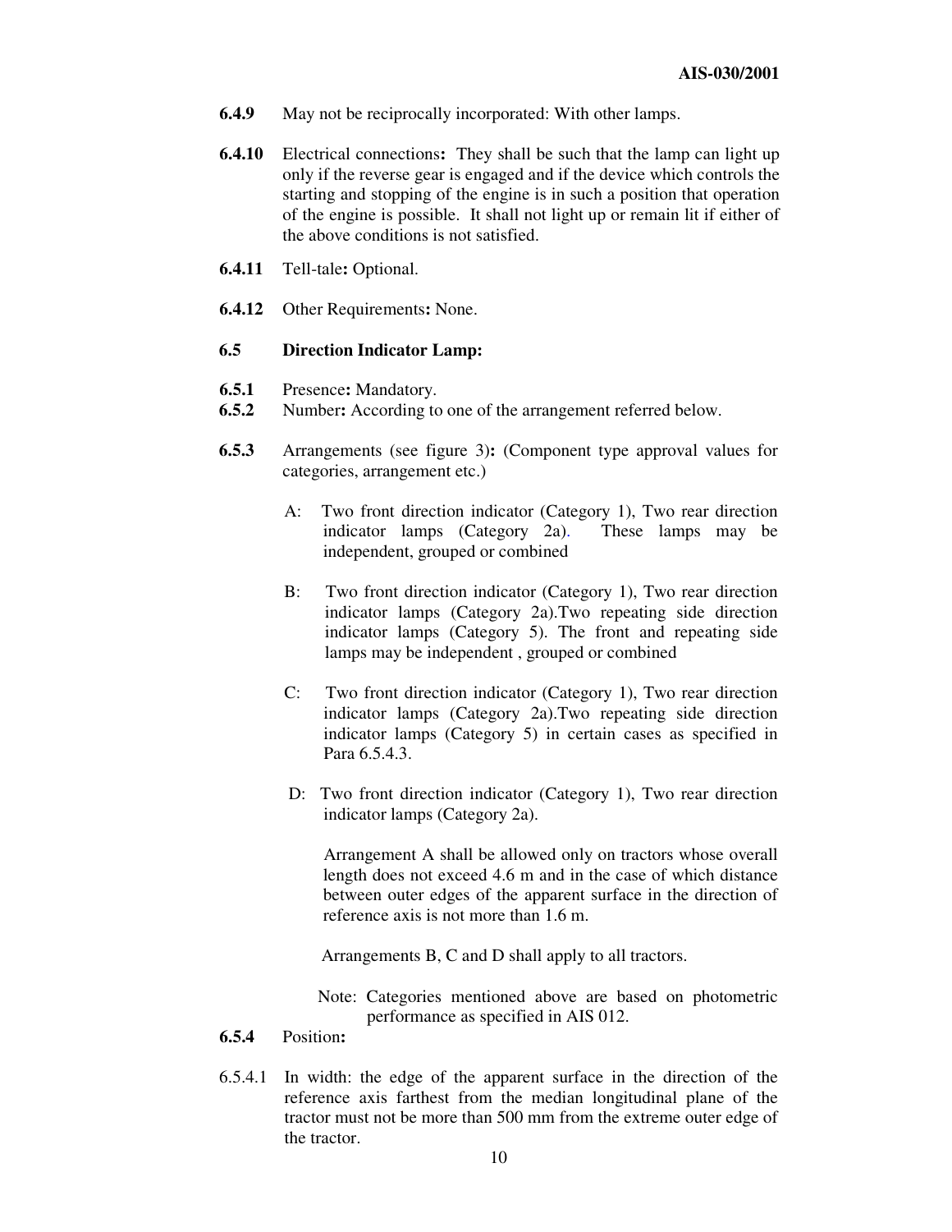**6.4.9** May not be reciprocally incorporated: With other lamps.

**6.4.10** Electrical connections**:** They shall be such that the lamp can light up only if the reverse gear is engaged and if the device which controls the starting and stopping of the engine is in such a position that operation of the engine is possible. It shall not light up or remain lit if either of the above conditions is not satisfied.

**6.4.11** Tell-tale**:** Optional.

**6.4.12** Other Requirements**:** None.

**6.5 Direction Indicator Lamp:**

**6.5.1** Presence**:** Mandatory.

**6.5.2** Number**:** According to one of the arrangement referred below.

**6.5.3** Arrangements (see figure 3)**:** (Component type approval values for categories, arrangement etc.)

A: Two front direction indicator (Category 1), Two rear direction indicator lamps (Category 2a). These lamps may be independent, grouped or combined

B: Two front direction indicator (Category 1), Two rear direction indicator lamps (Category 2a).Two repeating side direction indicator lamps (Category 5). The front and repeating side lamps may be independent , grouped or combined

C: Two front direction indicator (Category 1), Two rear direction indicator lamps (Category 2a).Two repeating side direction indicator lamps (Category 5) in certain cases as specified in Para 6.5.4.3.

D: Two front direction indicator (Category 1), Two rear direction indicator lamps (Category 2a).

Arrangement A shall be allowed only on tractors whose overall length does not exceed 4.6 m and in the case of which distance between outer edges of the apparent surface in the direction of reference axis is not more than 1.6 m.

Arrangements B, C and D shall apply to all tractors.

Note: Categories mentioned above are based on photometric performance as specified in AIS 012.

**6.5.4** Position**:**

6.5.4.1 In width: the edge of the apparent surface in the direction of the reference axis farthest from the median longitudinal plane of the tractor must not be more than 500 mm from the extreme outer edge of the tractor.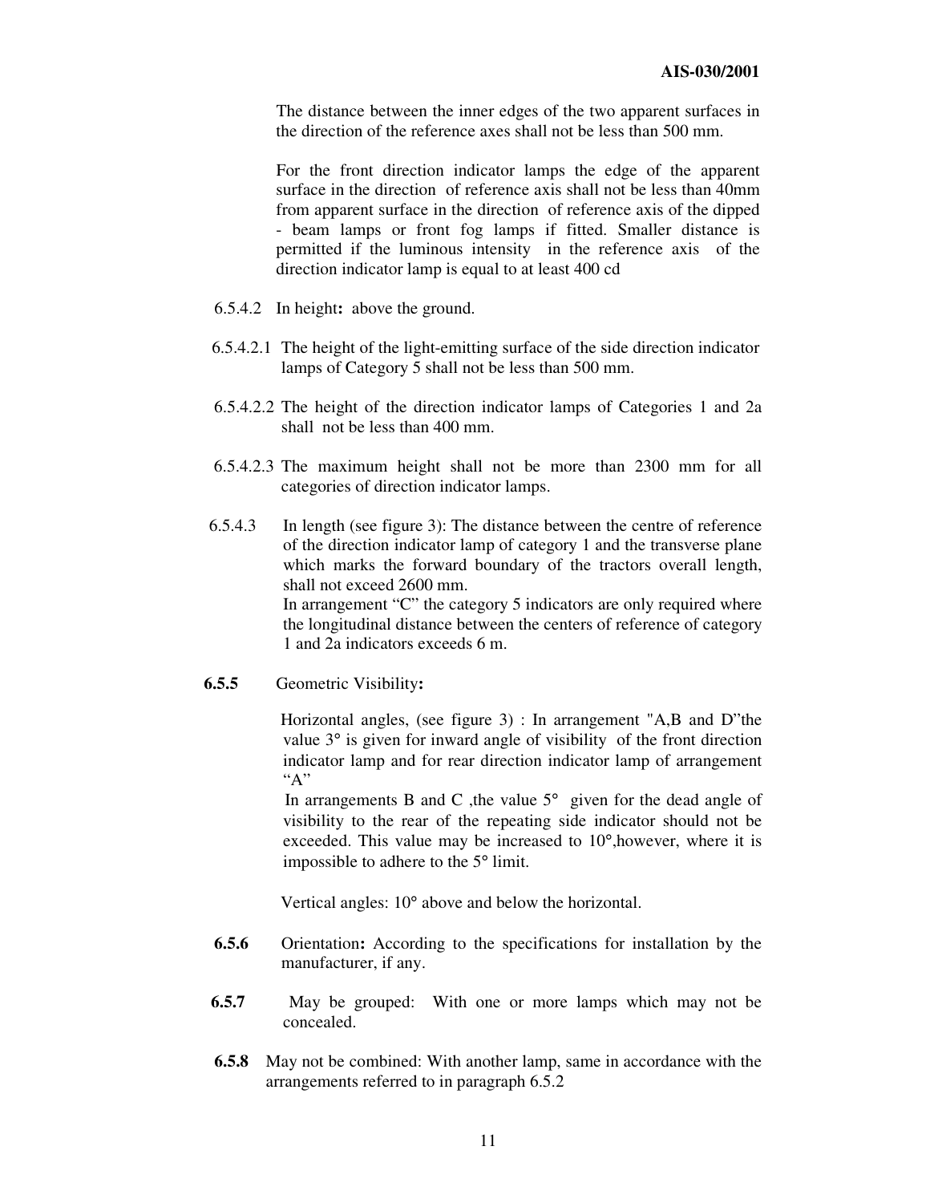The distance between the inner edges of the two apparent surfaces in the direction of the reference axes shall not be less than 500 mm.

For the front direction indicator lamps the edge of the apparent surface in the direction of reference axis shall not be less than 40mm from apparent surface in the direction of reference axis of the dipped - beam lamps or front fog lamps if fitted. Smaller distance is permitted if the luminous intensity in the reference axis of the direction indicator lamp is equal to at least 400 cd

6.5.4.2 In height**:** above the ground.

6.5.4.2.1 The height of the light-emitting surface of the side direction indicator lamps of Category 5 shall not be less than 500 mm.

6.5.4.2.2 The height of the direction indicator lamps of Categories 1 and 2a shall not be less than 400 mm.

6.5.4.2.3 The maximum height shall not be more than 2300 mm for all categories of direction indicator lamps.

6.5.4.3 In length (see figure 3): The distance between the centre of reference of the direction indicator lamp of category 1 and the transverse plane which marks the forward boundary of the tractors overall length, shall not exceed 2600 mm.
In arrangement "C" the category 5 indicators are only required where the longitudinal distance between the centers of reference of category 1 and 2a indicators exceeds 6 m.

**6.5.5** Geometric Visibility**:**

Horizontal angles, (see figure 3) : In arrangement "A,B and D"the value 3° is given for inward angle of visibility of the front direction indicator lamp and for rear direction indicator lamp of arrangement "A"
In arrangements B and C ,the value 5° given for the dead angle of visibility to the rear of the repeating side indicator should not be exceeded. This value may be increased to 10°,however, where it is impossible to adhere to the 5° limit.

Vertical angles: 10° above and below the horizontal.

**6.5.6** Orientation**:** According to the specifications for installation by the manufacturer, if any.

**6.5.7** May be grouped: With one or more lamps which may not be concealed.

**6.5.8** May not be combined: With another lamp, same in accordance with the arrangements referred to in paragraph 6.5.2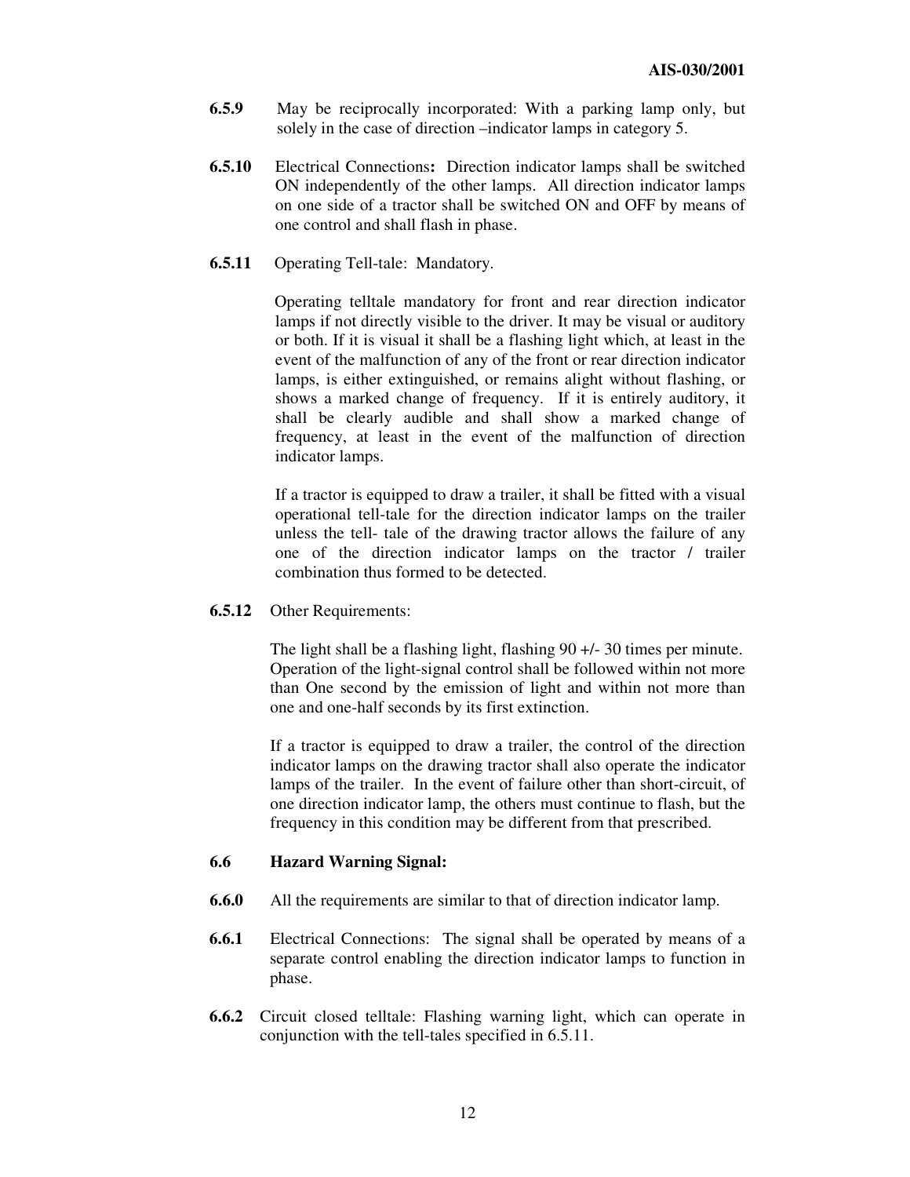**6.5.9** May be reciprocally incorporated: With a parking lamp only, but solely in the case of direction –indicator lamps in category 5.

**6.5.10** Electrical Connections**:** Direction indicator lamps shall be switched ON independently of the other lamps. All direction indicator lamps on one side of a tractor shall be switched ON and OFF by means of one control and shall flash in phase.

**6.5.11** Operating Tell-tale: Mandatory.

Operating telltale mandatory for front and rear direction indicator lamps if not directly visible to the driver. It may be visual or auditory or both. If it is visual it shall be a flashing light which, at least in the event of the malfunction of any of the front or rear direction indicator lamps, is either extinguished, or remains alight without flashing, or shows a marked change of frequency. If it is entirely auditory, it shall be clearly audible and shall show a marked change of frequency, at least in the event of the malfunction of direction indicator lamps.

If a tractor is equipped to draw a trailer, it shall be fitted with a visual operational tell-tale for the direction indicator lamps on the trailer unless the tell- tale of the drawing tractor allows the failure of any one of the direction indicator lamps on the tractor / trailer combination thus formed to be detected.

**6.5.12** Other Requirements:

The light shall be a flashing light, flashing 90 +/- 30 times per minute. Operation of the light-signal control shall be followed within not more than One second by the emission of light and within not more than one and one-half seconds by its first extinction.

If a tractor is equipped to draw a trailer, the control of the direction indicator lamps on the drawing tractor shall also operate the indicator lamps of the trailer. In the event of failure other than short-circuit, of one direction indicator lamp, the others must continue to flash, but the frequency in this condition may be different from that prescribed.

**6.6 Hazard Warning Signal:**

**6.6.0** All the requirements are similar to that of direction indicator lamp.

**6.6.1** Electrical Connections: The signal shall be operated by means of a separate control enabling the direction indicator lamps to function in phase.

**6.6.2** Circuit closed telltale: Flashing warning light, which can operate in conjunction with the tell-tales specified in 6.5.11.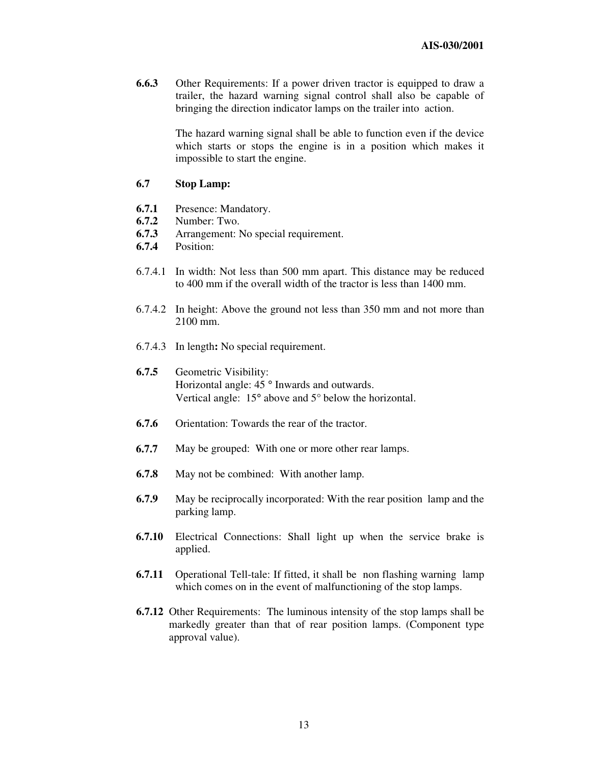**6.6.3** Other Requirements: If a power driven tractor is equipped to draw a trailer, the hazard warning signal control shall also be capable of bringing the direction indicator lamps on the trailer into action.

The hazard warning signal shall be able to function even if the device which starts or stops the engine is in a position which makes it impossible to start the engine.

### 6.7 Stop Lamp:

**6.7.1** Presence: Mandatory.
**6.7.2** Number: Two.
**6.7.3** Arrangement: No special requirement.
**6.7.4** Position:

6.7.4.1 In width: Not less than 500 mm apart. This distance may be reduced to 400 mm if the overall width of the tractor is less than 1400 mm.

6.7.4.2 In height: Above the ground not less than 350 mm and not more than 2100 mm.

6.7.4.3 In length**:** No special requirement.

**6.7.5** Geometric Visibility:
Horizontal angle: 45 ° Inwards and outwards.
Vertical angle: 15° above and 5° below the horizontal.

**6.7.6** Orientation: Towards the rear of the tractor.

**6.7.7** May be grouped: With one or more other rear lamps.

**6.7.8** May not be combined: With another lamp.

**6.7.9** May be reciprocally incorporated: With the rear position lamp and the parking lamp.

**6.7.10** Electrical Connections: Shall light up when the service brake is applied.

**6.7.11** Operational Tell-tale: If fitted, it shall be non flashing warning lamp which comes on in the event of malfunctioning of the stop lamps.

**6.7.12** Other Requirements: The luminous intensity of the stop lamps shall be markedly greater than that of rear position lamps. (Component type approval value).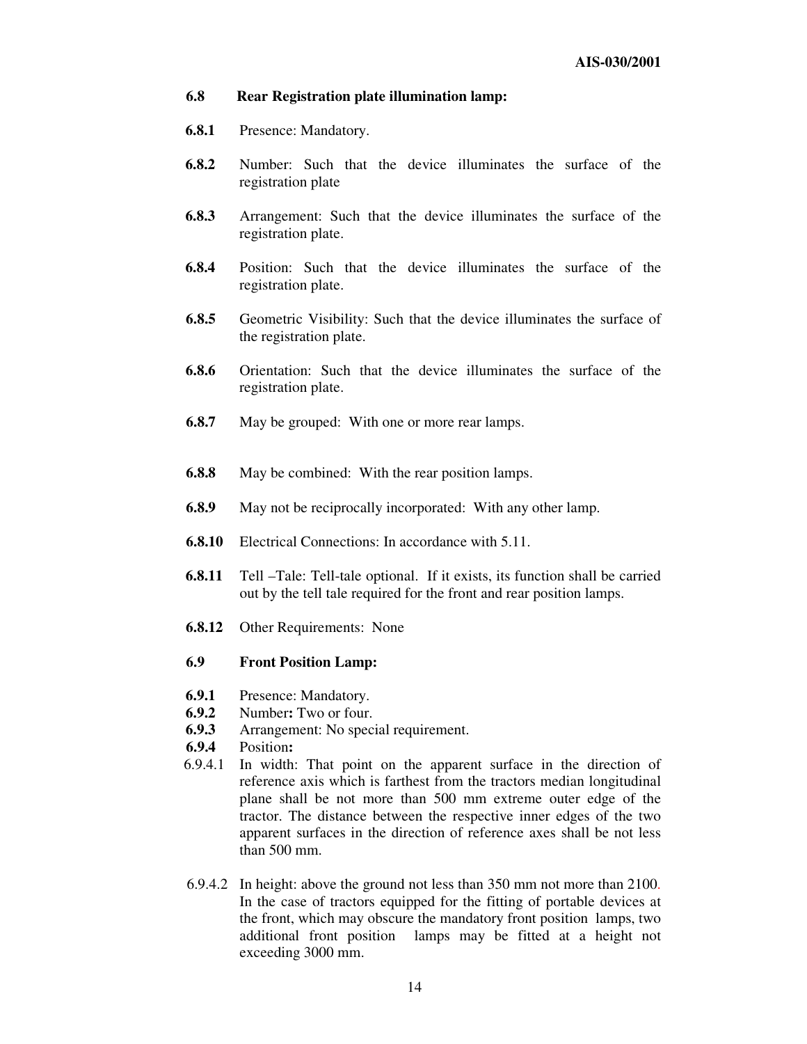**6.8 Rear Registration plate illumination lamp:**

**6.8.1** Presence: Mandatory.

**6.8.2** Number: Such that the device illuminates the surface of the registration plate

**6.8.3** Arrangement: Such that the device illuminates the surface of the registration plate.

**6.8.4** Position: Such that the device illuminates the surface of the registration plate.

**6.8.5** Geometric Visibility: Such that the device illuminates the surface of the registration plate.

**6.8.6** Orientation: Such that the device illuminates the surface of the registration plate.

**6.8.7** May be grouped: With one or more rear lamps.

**6.8.8** May be combined: With the rear position lamps.

**6.8.9** May not be reciprocally incorporated: With any other lamp.

**6.8.10** Electrical Connections: In accordance with 5.11.

**6.8.11** Tell –Tale: Tell-tale optional. If it exists, its function shall be carried out by the tell tale required for the front and rear position lamps.

**6.8.12** Other Requirements: None

**6.9 Front Position Lamp:**

**6.9.1** Presence: Mandatory.
**6.9.2** Number**:** Two or four.
**6.9.3** Arrangement: No special requirement.
**6.9.4** Position**:**
6.9.4.1 In width: That point on the apparent surface in the direction of reference axis which is farthest from the tractors median longitudinal plane shall be not more than 500 mm extreme outer edge of the tractor. The distance between the respective inner edges of the two apparent surfaces in the direction of reference axes shall be not less than 500 mm.

6.9.4.2 In height: above the ground not less than 350 mm not more than 2100. In the case of tractors equipped for the fitting of portable devices at the front, which may obscure the mandatory front position lamps, two additional front position lamps may be fitted at a height not exceeding 3000 mm.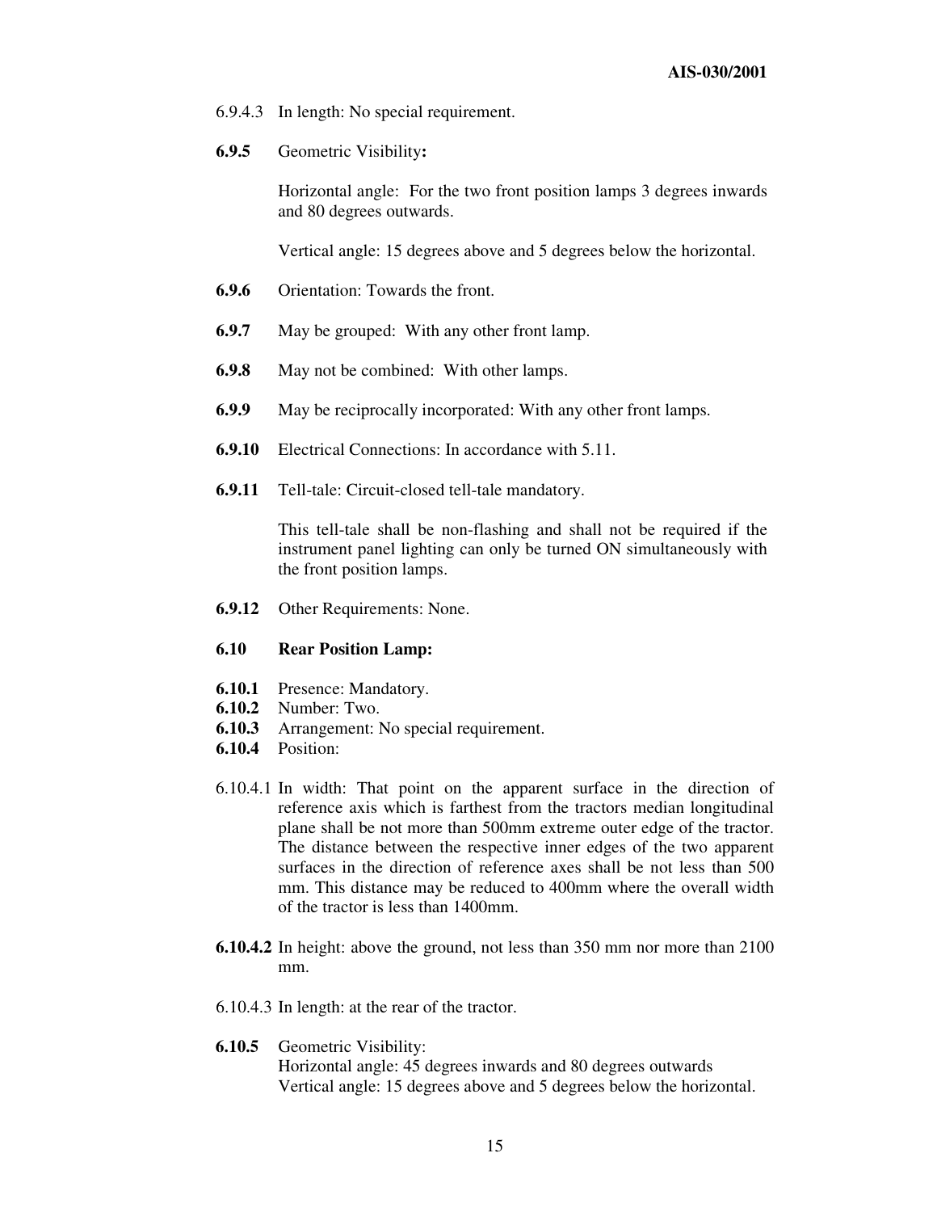6.9.4.3 In length: No special requirement.

**6.9.5** Geometric Visibility**:**

Horizontal angle: For the two front position lamps 3 degrees inwards and 80 degrees outwards.

Vertical angle: 15 degrees above and 5 degrees below the horizontal.

**6.9.6** Orientation: Towards the front.

**6.9.7** May be grouped: With any other front lamp.

**6.9.8** May not be combined: With other lamps.

**6.9.9** May be reciprocally incorporated: With any other front lamps.

**6.9.10** Electrical Connections: In accordance with 5.11.

**6.9.11** Tell-tale: Circuit-closed tell-tale mandatory.

This tell-tale shall be non-flashing and shall not be required if the instrument panel lighting can only be turned ON simultaneously with the front position lamps.

**6.9.12** Other Requirements: None.

**6.10 Rear Position Lamp:**

**6.10.1** Presence: Mandatory.
**6.10.2** Number: Two.
**6.10.3** Arrangement: No special requirement.
**6.10.4** Position:

6.10.4.1 In width: That point on the apparent surface in the direction of reference axis which is farthest from the tractors median longitudinal plane shall be not more than 500mm extreme outer edge of the tractor. The distance between the respective inner edges of the two apparent surfaces in the direction of reference axes shall be not less than 500 mm. This distance may be reduced to 400mm where the overall width of the tractor is less than 1400mm.

**6.10.4.2** In height: above the ground, not less than 350 mm nor more than 2100 mm.

6.10.4.3 In length: at the rear of the tractor.

**6.10.5** Geometric Visibility:
Horizontal angle: 45 degrees inwards and 80 degrees outwards
Vertical angle: 15 degrees above and 5 degrees below the horizontal.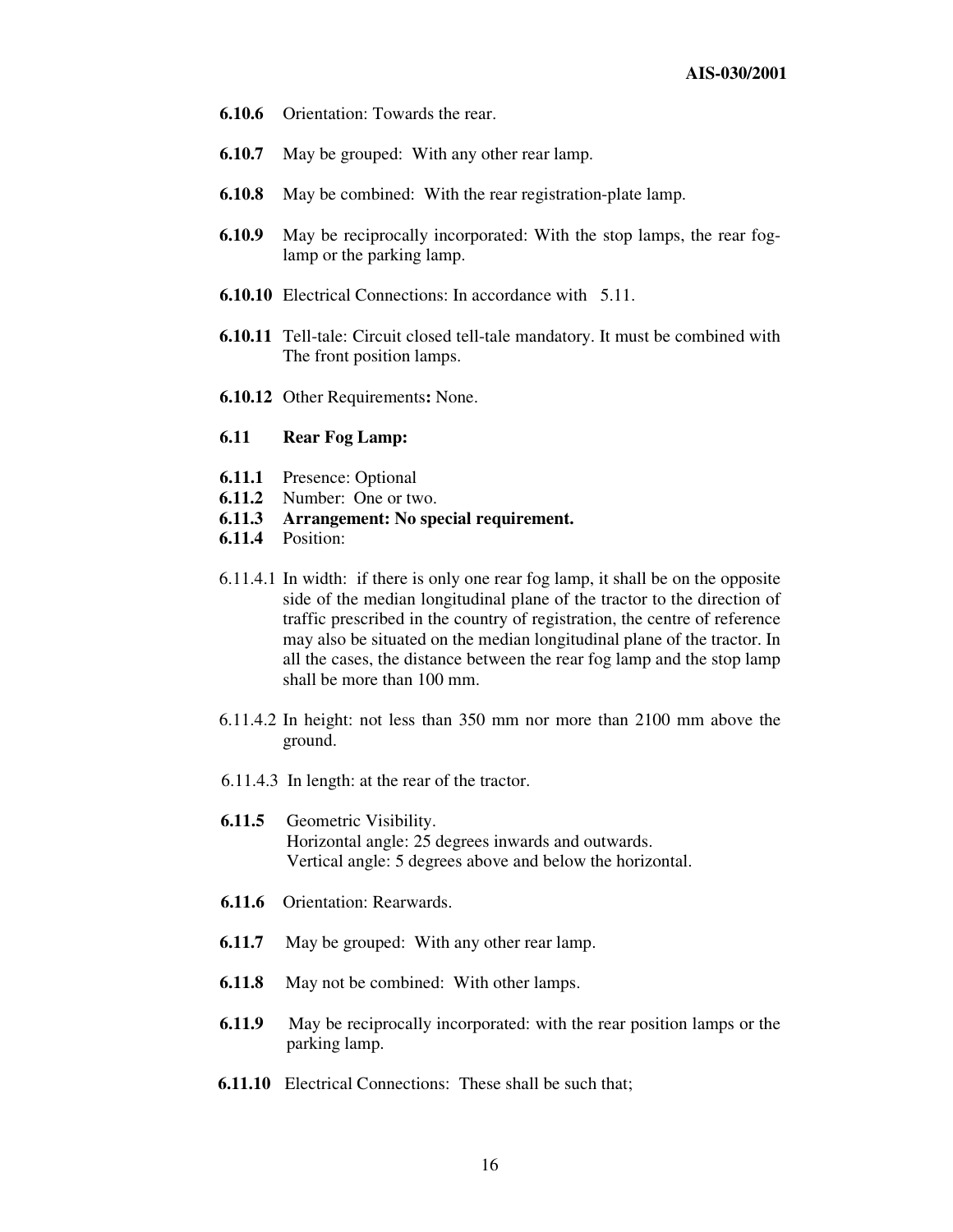**6.10.6** Orientation: Towards the rear.

**6.10.7** May be grouped: With any other rear lamp.

**6.10.8** May be combined: With the rear registration-plate lamp.

**6.10.9** May be reciprocally incorporated: With the stop lamps, the rear fog-lamp or the parking lamp.

**6.10.10** Electrical Connections: In accordance with 5.11.

**6.10.11** Tell-tale: Circuit closed tell-tale mandatory. It must be combined with The front position lamps.

**6.10.12** Other Requirements**:** None.

**6.11 Rear Fog Lamp:**

**6.11.1** Presence: Optional
**6.11.2** Number: One or two.
**6.11.3 Arrangement: No special requirement.**
**6.11.4** Position:

6.11.4.1 In width: if there is only one rear fog lamp, it shall be on the opposite side of the median longitudinal plane of the tractor to the direction of traffic prescribed in the country of registration, the centre of reference may also be situated on the median longitudinal plane of the tractor. In all the cases, the distance between the rear fog lamp and the stop lamp shall be more than 100 mm.

6.11.4.2 In height: not less than 350 mm nor more than 2100 mm above the ground.

6.11.4.3 In length: at the rear of the tractor.

**6.11.5** Geometric Visibility.
Horizontal angle: 25 degrees inwards and outwards.
Vertical angle: 5 degrees above and below the horizontal.

**6.11.6** Orientation: Rearwards.

**6.11.7** May be grouped: With any other rear lamp.

**6.11.8** May not be combined: With other lamps.

**6.11.9** May be reciprocally incorporated: with the rear position lamps or the parking lamp.

**6.11.10** Electrical Connections: These shall be such that;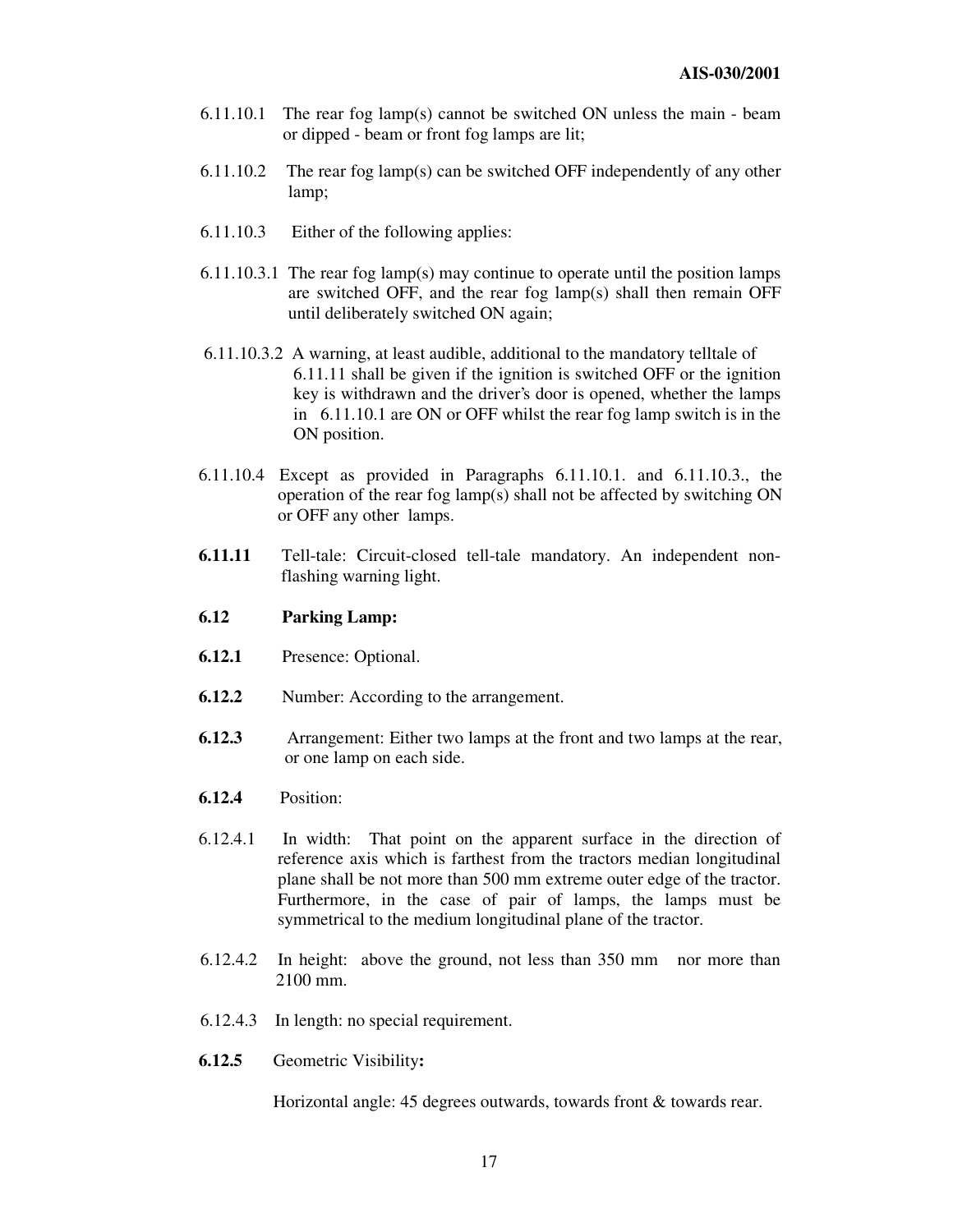6.11.10.1 The rear fog lamp(s) cannot be switched ON unless the main - beam or dipped - beam or front fog lamps are lit;

6.11.10.2 The rear fog lamp(s) can be switched OFF independently of any other lamp;

6.11.10.3 Either of the following applies:

6.11.10.3.1 The rear fog lamp(s) may continue to operate until the position lamps are switched OFF, and the rear fog lamp(s) shall then remain OFF until deliberately switched ON again;

6.11.10.3.2 A warning, at least audible, additional to the mandatory telltale of 6.11.11 shall be given if the ignition is switched OFF or the ignition key is withdrawn and the driver's door is opened, whether the lamps in 6.11.10.1 are ON or OFF whilst the rear fog lamp switch is in the ON position.

6.11.10.4 Except as provided in Paragraphs 6.11.10.1. and 6.11.10.3., the operation of the rear fog lamp(s) shall not be affected by switching ON or OFF any other lamps.

**6.11.11** Tell-tale: Circuit-closed tell-tale mandatory. An independent non-flashing warning light.

**6.12 Parking Lamp:**

**6.12.1** Presence: Optional.

**6.12.2** Number: According to the arrangement.

**6.12.3** Arrangement: Either two lamps at the front and two lamps at the rear, or one lamp on each side.

**6.12.4** Position:

6.12.4.1 In width: That point on the apparent surface in the direction of reference axis which is farthest from the tractors median longitudinal plane shall be not more than 500 mm extreme outer edge of the tractor. Furthermore, in the case of pair of lamps, the lamps must be symmetrical to the medium longitudinal plane of the tractor.

6.12.4.2 In height: above the ground, not less than 350 mm nor more than 2100 mm.

6.12.4.3 In length: no special requirement.

**6.12.5** Geometric Visibility**:**

Horizontal angle: 45 degrees outwards, towards front & towards rear.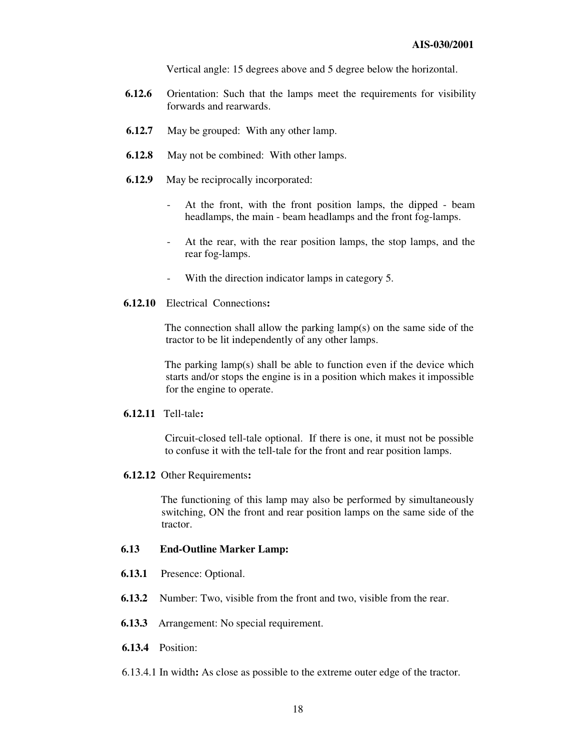Vertical angle: 15 degrees above and 5 degree below the horizontal.

**6.12.6** Orientation: Such that the lamps meet the requirements for visibility forwards and rearwards.

**6.12.7** May be grouped: With any other lamp.

**6.12.8** May not be combined: With other lamps.

**6.12.9** May be reciprocally incorporated:

- At the front, with the front position lamps, the dipped - beam headlamps, the main - beam headlamps and the front fog-lamps.
- At the rear, with the rear position lamps, the stop lamps, and the rear fog-lamps.
- With the direction indicator lamps in category 5.

**6.12.10** Electrical Connections**:**

The connection shall allow the parking lamp(s) on the same side of the tractor to be lit independently of any other lamps.

The parking lamp(s) shall be able to function even if the device which starts and/or stops the engine is in a position which makes it impossible for the engine to operate.

**6.12.11** Tell-tale**:**

Circuit-closed tell-tale optional. If there is one, it must not be possible to confuse it with the tell-tale for the front and rear position lamps.

**6.12.12** Other Requirements**:**

The functioning of this lamp may also be performed by simultaneously switching, ON the front and rear position lamps on the same side of the tractor.

**6.13 End-Outline Marker Lamp:**

**6.13.1** Presence: Optional.

**6.13.2** Number: Two, visible from the front and two, visible from the rear.

**6.13.3** Arrangement: No special requirement.

**6.13.4** Position:

6.13.4.1 In width**:** As close as possible to the extreme outer edge of the tractor.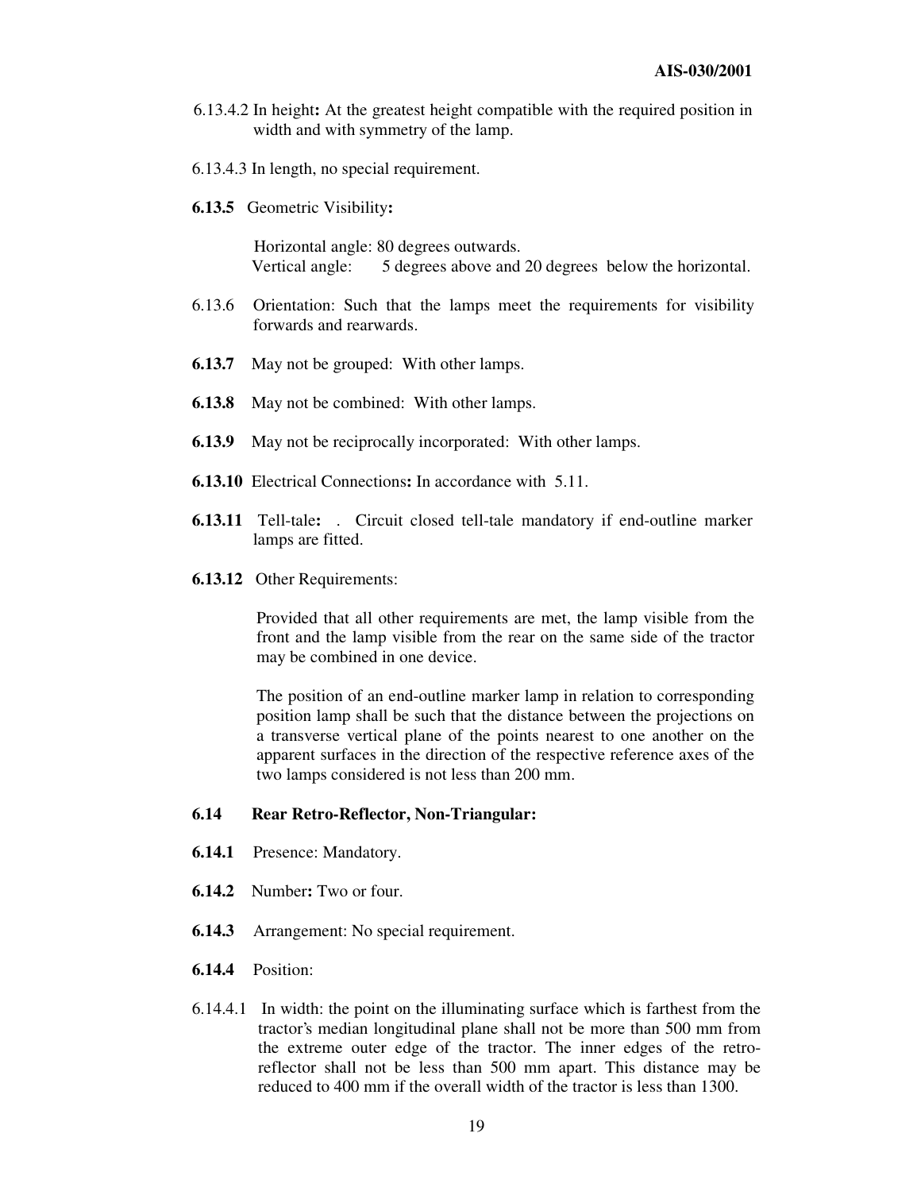6.13.4.2 In height**:** At the greatest height compatible with the required position in width and with symmetry of the lamp.

6.13.4.3 In length, no special requirement.

**6.13.5** Geometric Visibility**:**

Horizontal angle: 80 degrees outwards.
Vertical angle: 5 degrees above and 20 degrees below the horizontal.

6.13.6 Orientation: Such that the lamps meet the requirements for visibility forwards and rearwards.

**6.13.7** May not be grouped: With other lamps.

**6.13.8** May not be combined: With other lamps.

**6.13.9** May not be reciprocally incorporated: With other lamps.

**6.13.10** Electrical Connections**:** In accordance with 5.11.

**6.13.11** Tell-tale**:** . Circuit closed tell-tale mandatory if end-outline marker lamps are fitted.

**6.13.12** Other Requirements:

Provided that all other requirements are met, the lamp visible from the front and the lamp visible from the rear on the same side of the tractor may be combined in one device.

The position of an end-outline marker lamp in relation to corresponding position lamp shall be such that the distance between the projections on a transverse vertical plane of the points nearest to one another on the apparent surfaces in the direction of the respective reference axes of the two lamps considered is not less than 200 mm.

## 6.14 Rear Retro-Reflector, Non-Triangular:

**6.14.1** Presence: Mandatory.

**6.14.2** Number**:** Two or four.

**6.14.3** Arrangement: No special requirement.

**6.14.4** Position:

6.14.4.1 In width: the point on the illuminating surface which is farthest from the tractor's median longitudinal plane shall not be more than 500 mm from the extreme outer edge of the tractor. The inner edges of the retro-reflector shall not be less than 500 mm apart. This distance may be reduced to 400 mm if the overall width of the tractor is less than 1300.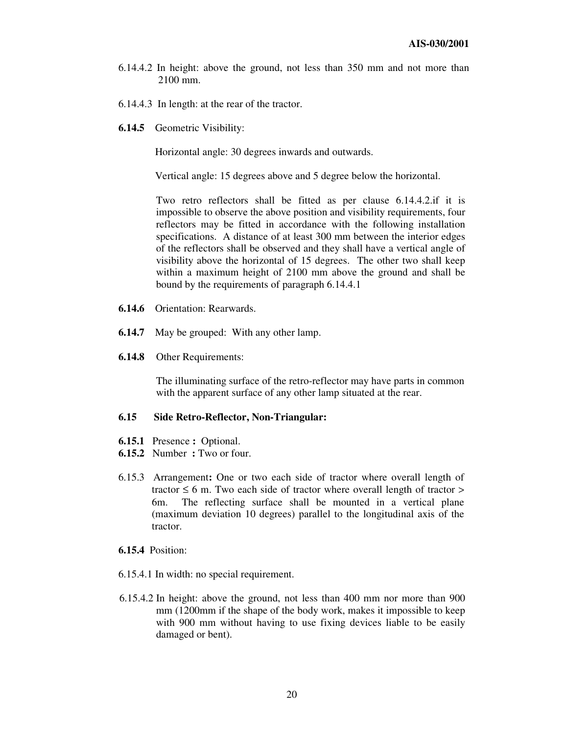6.14.4.2 In height: above the ground, not less than 350 mm and not more than 2100 mm.

6.14.4.3 In length: at the rear of the tractor.

**6.14.5** Geometric Visibility:

Horizontal angle: 30 degrees inwards and outwards.

Vertical angle: 15 degrees above and 5 degree below the horizontal.

Two retro reflectors shall be fitted as per clause 6.14.4.2.if it is impossible to observe the above position and visibility requirements, four reflectors may be fitted in accordance with the following installation specifications. A distance of at least 300 mm between the interior edges of the reflectors shall be observed and they shall have a vertical angle of visibility above the horizontal of 15 degrees. The other two shall keep within a maximum height of 2100 mm above the ground and shall be bound by the requirements of paragraph 6.14.4.1

**6.14.6** Orientation: Rearwards.

**6.14.7** May be grouped: With any other lamp.

**6.14.8** Other Requirements:

The illuminating surface of the retro-reflector may have parts in common with the apparent surface of any other lamp situated at the rear.

**6.15 Side Retro-Reflector, Non-Triangular:**

**6.15.1** Presence **:** Optional.

**6.15.2** Number **:** Two or four.

6.15.3 Arrangement**:** One or two each side of tractor where overall length of tractor ≤ 6 m. Two each side of tractor where overall length of tractor > 6m. The reflecting surface shall be mounted in a vertical plane (maximum deviation 10 degrees) parallel to the longitudinal axis of the tractor.

**6.15.4** Position:

6.15.4.1 In width: no special requirement.

6.15.4.2 In height: above the ground, not less than 400 mm nor more than 900 mm (1200mm if the shape of the body work, makes it impossible to keep with 900 mm without having to use fixing devices liable to be easily damaged or bent).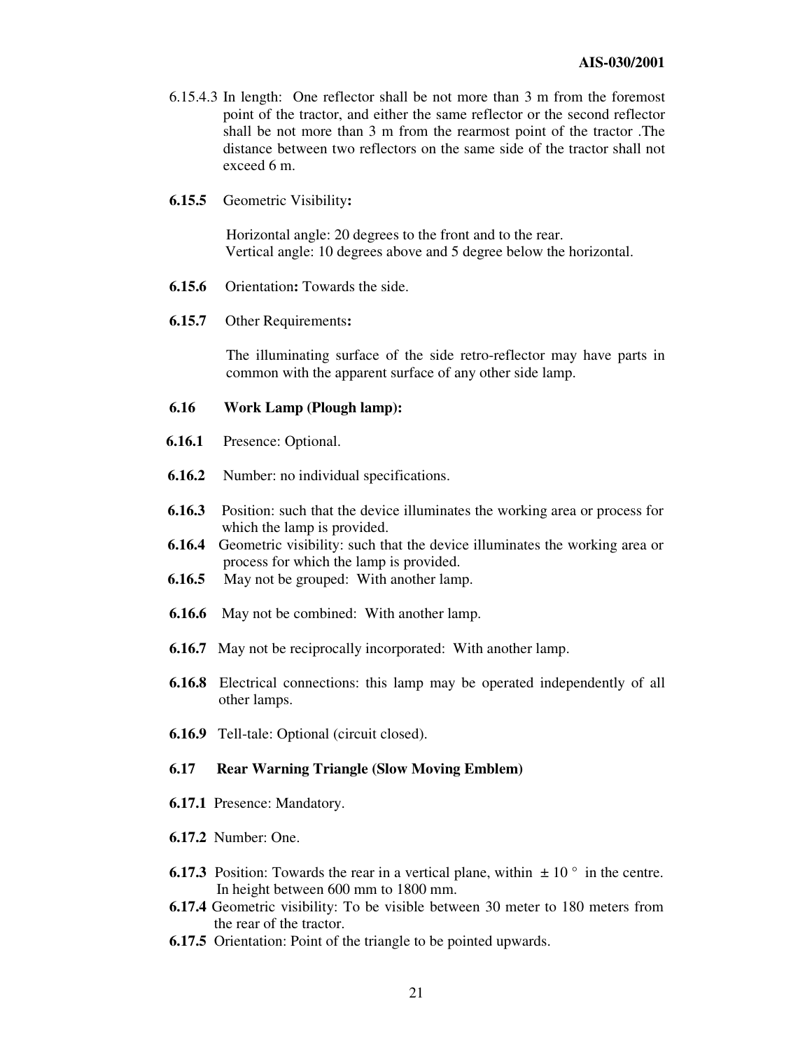6.15.4.3 In length: One reflector shall be not more than 3 m from the foremost point of the tractor, and either the same reflector or the second reflector shall be not more than 3 m from the rearmost point of the tractor .The distance between two reflectors on the same side of the tractor shall not exceed 6 m.

**6.15.5** Geometric Visibility**:**

Horizontal angle: 20 degrees to the front and to the rear.
Vertical angle: 10 degrees above and 5 degree below the horizontal.

**6.15.6** Orientation**:** Towards the side.

**6.15.7** Other Requirements**:**

The illuminating surface of the side retro-reflector may have parts in common with the apparent surface of any other side lamp.

**6.16 Work Lamp (Plough lamp):**

**6.16.1** Presence: Optional.

**6.16.2** Number: no individual specifications.

**6.16.3** Position: such that the device illuminates the working area or process for which the lamp is provided.

**6.16.4** Geometric visibility: such that the device illuminates the working area or process for which the lamp is provided.

**6.16.5** May not be grouped: With another lamp.

**6.16.6** May not be combined: With another lamp.

**6.16.7** May not be reciprocally incorporated: With another lamp.

**6.16.8** Electrical connections: this lamp may be operated independently of all other lamps.

**6.16.9** Tell-tale: Optional (circuit closed).

**6.17 Rear Warning Triangle (Slow Moving Emblem)**

**6.17.1** Presence: Mandatory.

**6.17.2** Number: One.

**6.17.3** Position: Towards the rear in a vertical plane, within $\pm 10°$ in the centre. In height between 600 mm to 1800 mm.

**6.17.4** Geometric visibility: To be visible between 30 meter to 180 meters from the rear of the tractor.

**6.17.5** Orientation: Point of the triangle to be pointed upwards.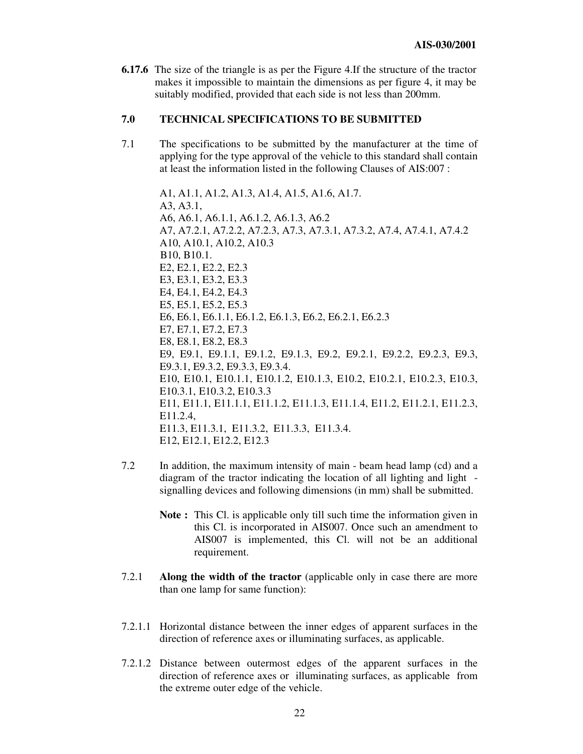**6.17.6** The size of the triangle is as per the Figure 4.If the structure of the tractor makes it impossible to maintain the dimensions as per figure 4, it may be suitably modified, provided that each side is not less than 200mm.

## 7.0 TECHNICAL SPECIFICATIONS TO BE SUBMITTED

7.1 The specifications to be submitted by the manufacturer at the time of applying for the type approval of the vehicle to this standard shall contain at least the information listed in the following Clauses of AIS:007 :

A1, A1.1, A1.2, A1.3, A1.4, A1.5, A1.6, A1.7.
A3, A3.1,
A6, A6.1, A6.1.1, A6.1.2, A6.1.3, A6.2
A7, A7.2.1, A7.2.2, A7.2.3, A7.3, A7.3.1, A7.3.2, A7.4, A7.4.1, A7.4.2
A10, A10.1, A10.2, A10.3
B10, B10.1.
E2, E2.1, E2.2, E2.3
E3, E3.1, E3.2, E3.3
E4, E4.1, E4.2, E4.3
E5, E5.1, E5.2, E5.3
E6, E6.1, E6.1.1, E6.1.2, E6.1.3, E6.2, E6.2.1, E6.2.3
E7, E7.1, E7.2, E7.3
E8, E8.1, E8.2, E8.3
E9, E9.1, E9.1.1, E9.1.2, E9.1.3, E9.2, E9.2.1, E9.2.2, E9.2.3, E9.3, E9.3.1, E9.3.2, E9.3.3, E9.3.4.
E10, E10.1, E10.1.1, E10.1.2, E10.1.3, E10.2, E10.2.1, E10.2.3, E10.3, E10.3.1, E10.3.2, E10.3.3
E11, E11.1, E11.1.1, E11.1.2, E11.1.3, E11.1.4, E11.2, E11.2.1, E11.2.3, E11.2.4,
E11.3, E11.3.1, E11.3.2, E11.3.3, E11.3.4.
E12, E12.1, E12.2, E12.3

7.2 In addition, the maximum intensity of main - beam head lamp (cd) and a diagram of the tractor indicating the location of all lighting and light - signalling devices and following dimensions (in mm) shall be submitted.

**Note :** This Cl. is applicable only till such time the information given in this Cl. is incorporated in AIS007. Once such an amendment to AIS007 is implemented, this Cl. will not be an additional requirement.

7.2.1 **Along the width of the tractor** (applicable only in case there are more than one lamp for same function):

7.2.1.1 Horizontal distance between the inner edges of apparent surfaces in the direction of reference axes or illuminating surfaces, as applicable.

7.2.1.2 Distance between outermost edges of the apparent surfaces in the direction of reference axes or illuminating surfaces, as applicable from the extreme outer edge of the vehicle.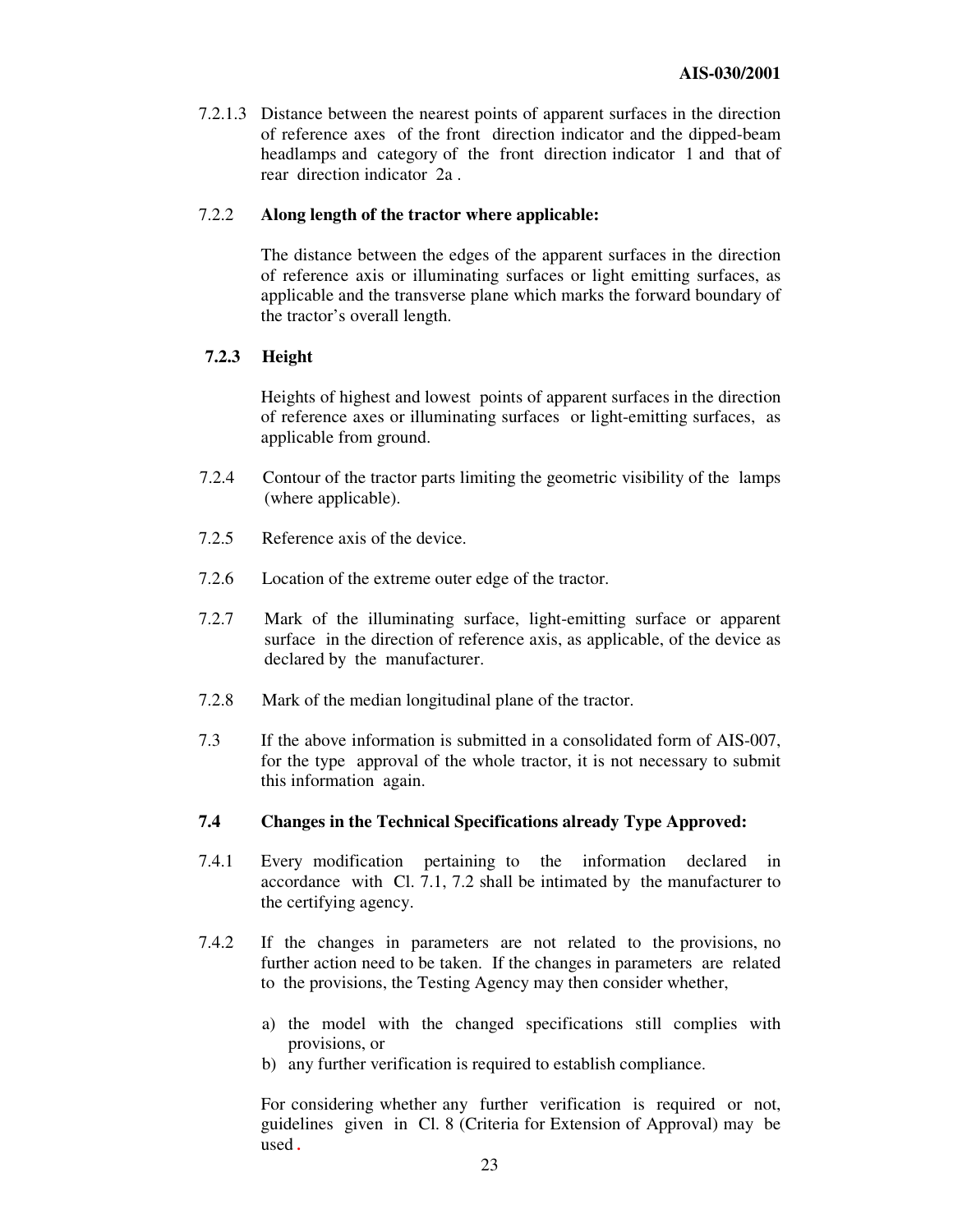7.2.1.3 Distance between the nearest points of apparent surfaces in the direction of reference axes of the front direction indicator and the dipped-beam headlamps and category of the front direction indicator 1 and that of rear direction indicator 2a .

7.2.2 **Along length of the tractor where applicable:**

The distance between the edges of the apparent surfaces in the direction of reference axis or illuminating surfaces or light emitting surfaces, as applicable and the transverse plane which marks the forward boundary of the tractor's overall length.

**7.2.3 Height**

Heights of highest and lowest points of apparent surfaces in the direction of reference axes or illuminating surfaces or light-emitting surfaces, as applicable from ground.

7.2.4 Contour of the tractor parts limiting the geometric visibility of the lamps (where applicable).

7.2.5 Reference axis of the device.

7.2.6 Location of the extreme outer edge of the tractor.

7.2.7 Mark of the illuminating surface, light-emitting surface or apparent surface in the direction of reference axis, as applicable, of the device as declared by the manufacturer.

7.2.8 Mark of the median longitudinal plane of the tractor.

7.3 If the above information is submitted in a consolidated form of AIS-007, for the type approval of the whole tractor, it is not necessary to submit this information again.

**7.4 Changes in the Technical Specifications already Type Approved:**

7.4.1 Every modification pertaining to the information declared in accordance with Cl. 7.1, 7.2 shall be intimated by the manufacturer to the certifying agency.

7.4.2 If the changes in parameters are not related to the provisions, no further action need to be taken. If the changes in parameters are related to the provisions, the Testing Agency may then consider whether,

a) the model with the changed specifications still complies with provisions, or
b) any further verification is required to establish compliance.

For considering whether any further verification is required or not, guidelines given in Cl. 8 (Criteria for Extension of Approval) may be used.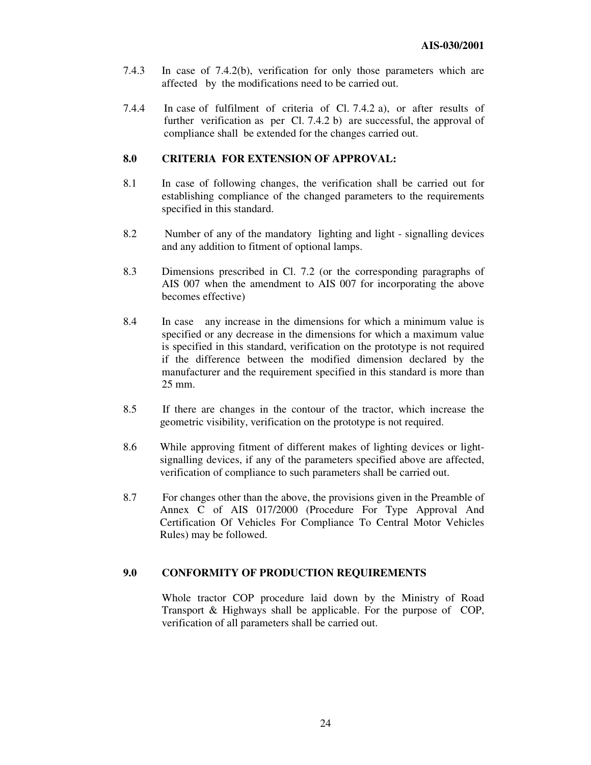7.4.3 In case of 7.4.2(b), verification for only those parameters which are affected by the modifications need to be carried out.

7.4.4 In case of fulfilment of criteria of Cl. 7.4.2 a), or after results of further verification as per Cl. 7.4.2 b) are successful, the approval of compliance shall be extended for the changes carried out.

## 8.0 CRITERIA FOR EXTENSION OF APPROVAL:

8.1 In case of following changes, the verification shall be carried out for establishing compliance of the changed parameters to the requirements specified in this standard.

8.2 Number of any of the mandatory lighting and light - signalling devices and any addition to fitment of optional lamps.

8.3 Dimensions prescribed in Cl. 7.2 (or the corresponding paragraphs of AIS 007 when the amendment to AIS 007 for incorporating the above becomes effective)

8.4 In case any increase in the dimensions for which a minimum value is specified or any decrease in the dimensions for which a maximum value is specified in this standard, verification on the prototype is not required if the difference between the modified dimension declared by the manufacturer and the requirement specified in this standard is more than 25 mm.

8.5 If there are changes in the contour of the tractor, which increase the geometric visibility, verification on the prototype is not required.

8.6 While approving fitment of different makes of lighting devices or light-signalling devices, if any of the parameters specified above are affected, verification of compliance to such parameters shall be carried out.

8.7 For changes other than the above, the provisions given in the Preamble of Annex C of AIS 017/2000 (Procedure For Type Approval And Certification Of Vehicles For Compliance To Central Motor Vehicles Rules) may be followed.

## 9.0 CONFORMITY OF PRODUCTION REQUIREMENTS

Whole tractor COP procedure laid down by the Ministry of Road Transport & Highways shall be applicable. For the purpose of COP, verification of all parameters shall be carried out.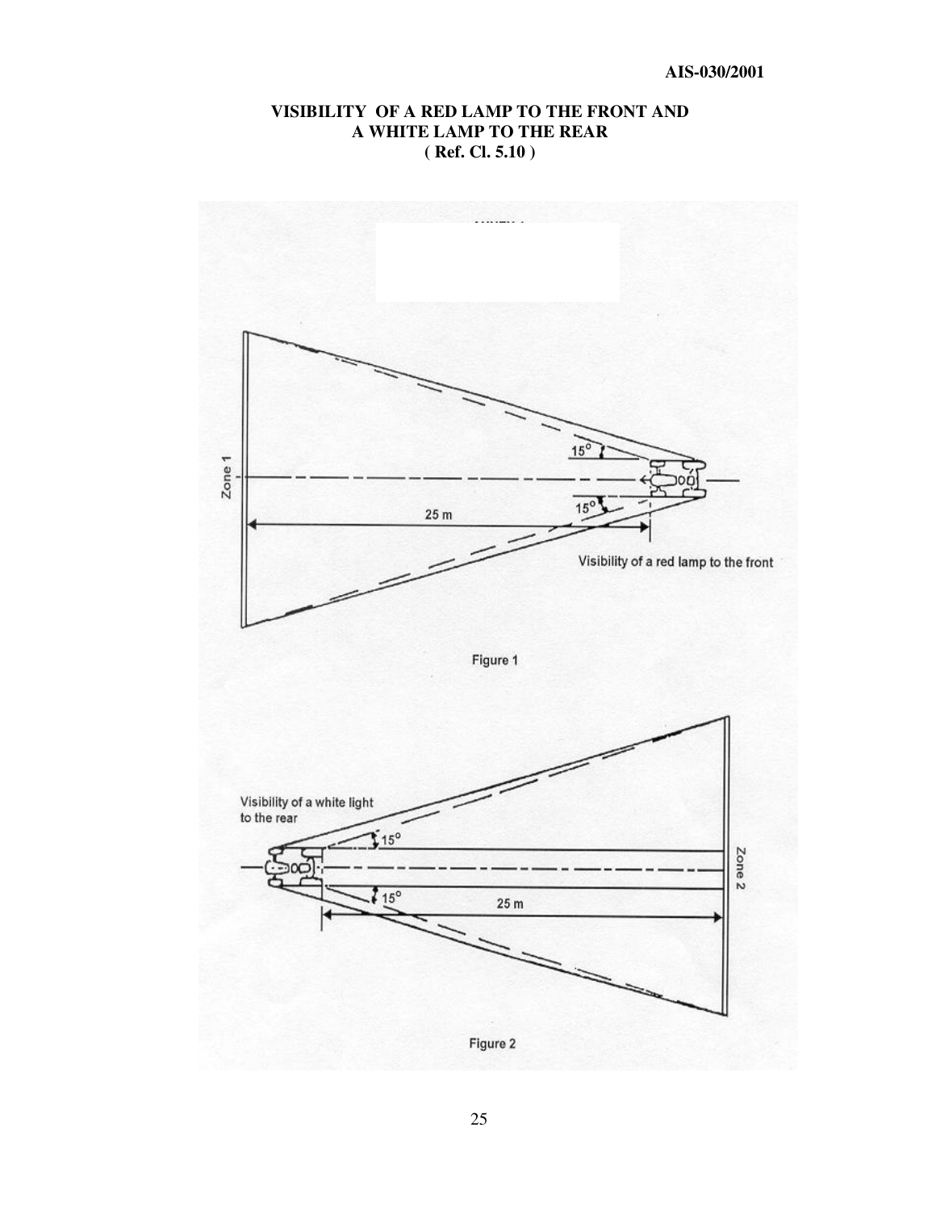# VISIBILITY OF A RED LAMP TO THE FRONT AND A WHITE LAMP TO THE REAR

**( Ref. Cl. 5.10 )**

Zone 1

15°

15°

25 m

Visibility of a red lamp to the front

Figure 1

Visibility of a white light to the rear

15°

15°

25 m

Zone 2

Figure 2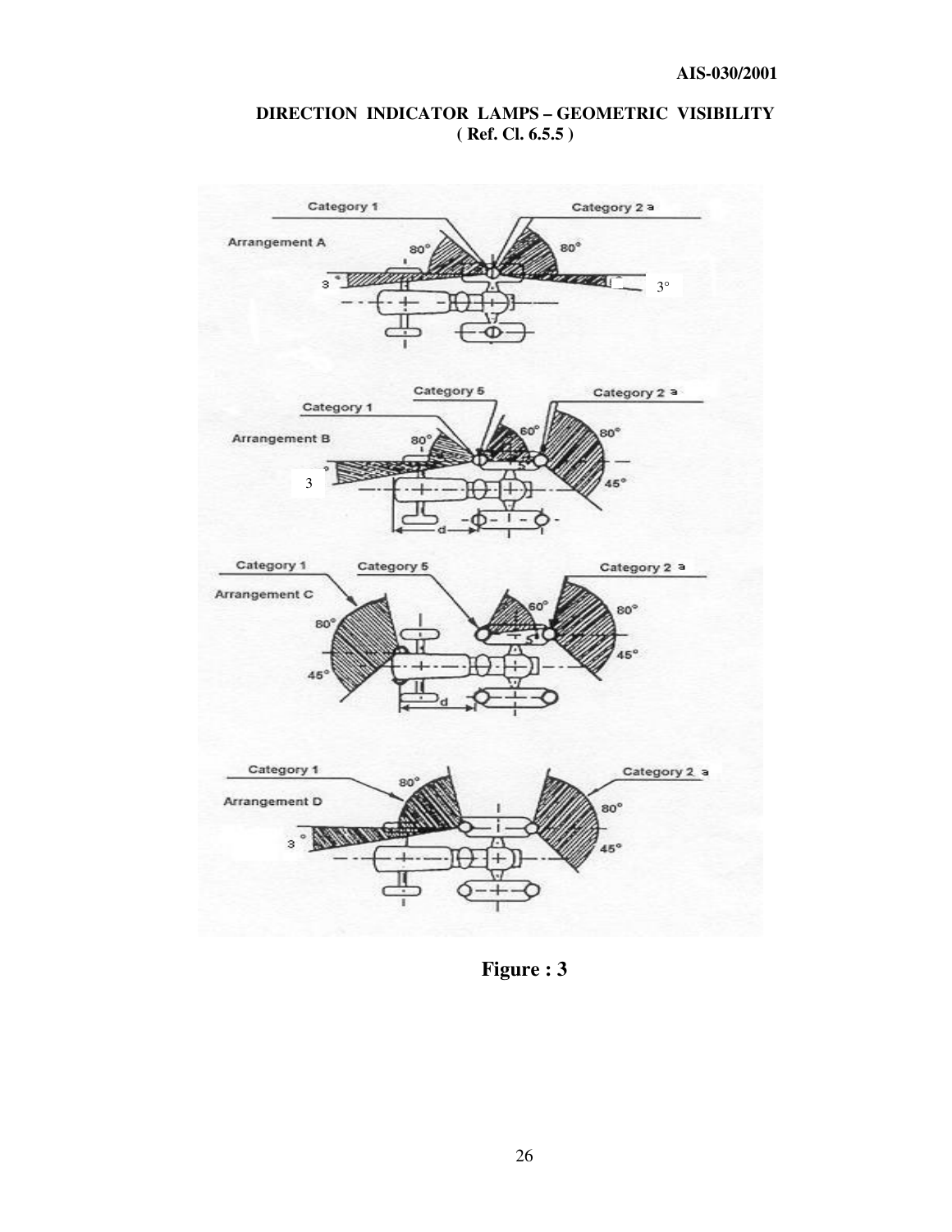# DIRECTION INDICATOR LAMPS – GEOMETRIC VISIBILITY
### ( Ref. Cl. 6.5.5 )

Figure : 3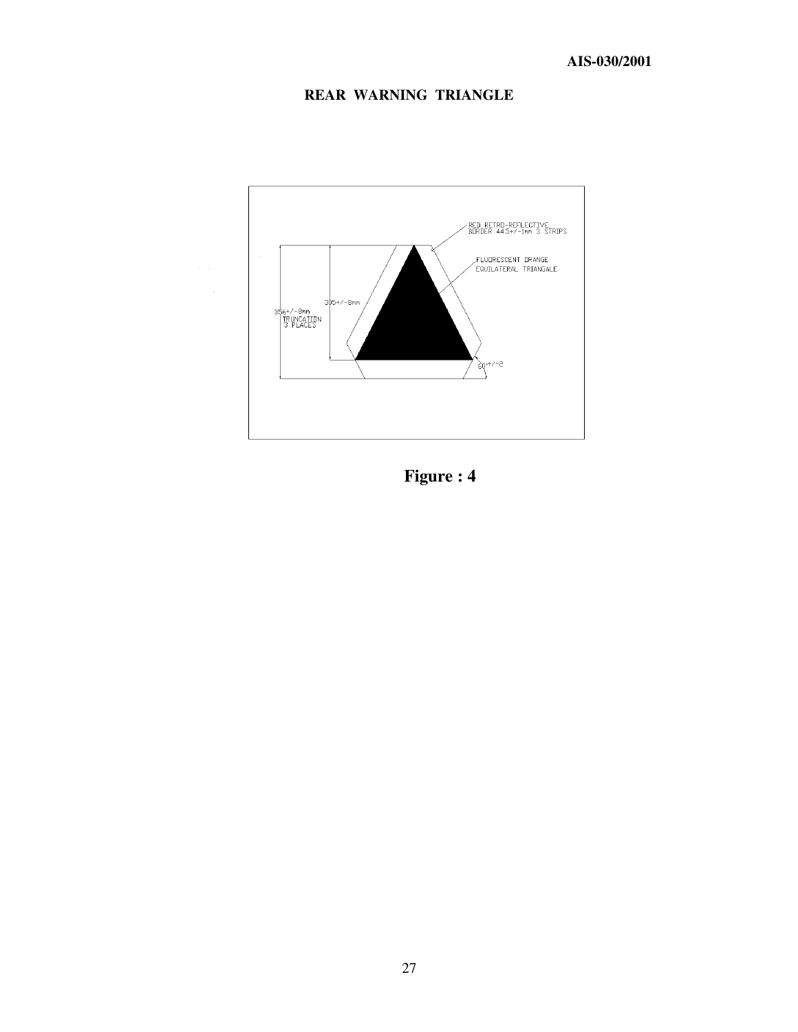## REAR WARNING TRIANGLE

RED RETRO-REFLECTIVE BORDER 44.5+/-1mm 3 STRIPS

FLUORESCENT ORANGE EQUILATERAL TRIANGALE

305+/-8mm

356+/-8mm TRUNCATION 3 PLACES

60+/-2

**Figure : 4**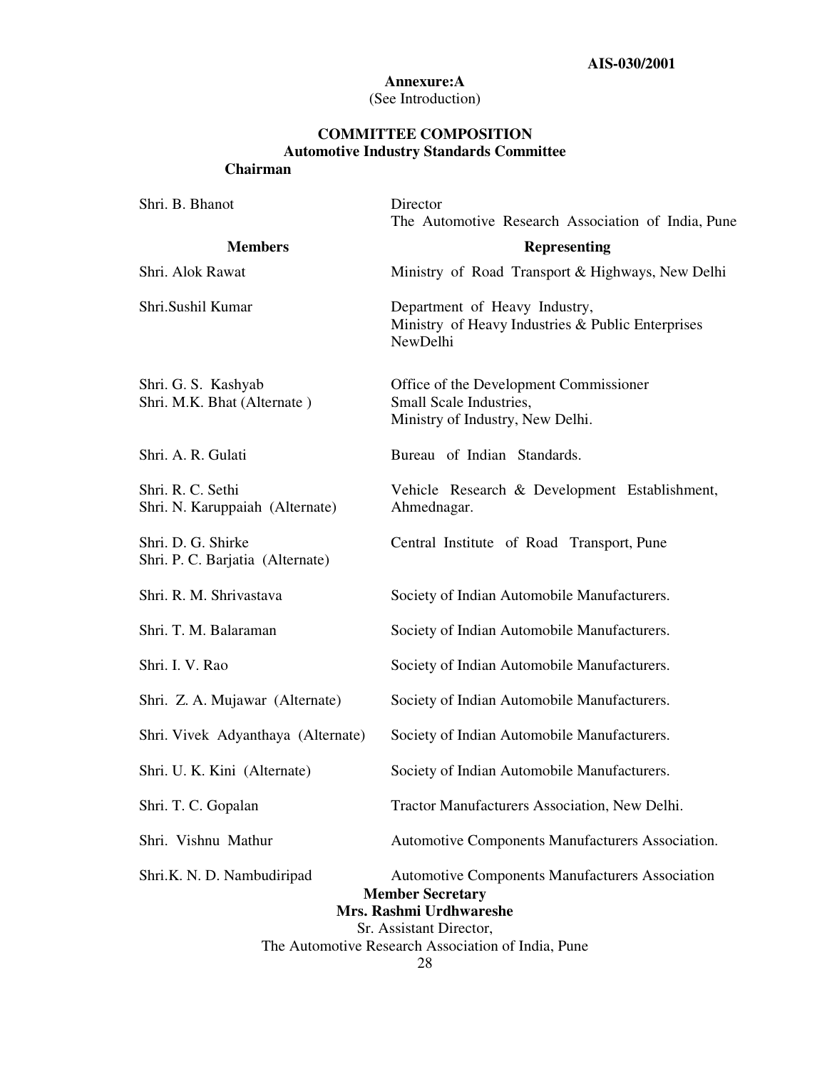**Annexure:A**

(See Introduction)

## COMMITTEE COMPOSITION

### Automotive Industry Standards Committee

**Chairman**

| | |
|---|---|
| Shri. B. Bhanot | Director<br>The Automotive Research Association of India, Pune |
| **Members** | **Representing** |
| Shri. Alok Rawat | Ministry of Road Transport & Highways, New Delhi |
| Shri.Sushil Kumar | Department of Heavy Industry,<br>Ministry of Heavy Industries & Public Enterprises<br>NewDelhi |
| Shri. G. S. Kashyab<br>Shri. M.K. Bhat (Alternate ) | Office of the Development Commissioner<br>Small Scale Industries,<br>Ministry of Industry, New Delhi. |
| Shri. A. R. Gulati | Bureau of Indian Standards. |
| Shri. R. C. Sethi<br>Shri. N. Karuppaiah (Alternate) | Vehicle Research & Development Establishment, Ahmednagar. |
| Shri. D. G. Shirke<br>Shri. P. C. Barjatia (Alternate) | Central Institute of Road Transport, Pune |
| Shri. R. M. Shrivastava | Society of Indian Automobile Manufacturers. |
| Shri. T. M. Balaraman | Society of Indian Automobile Manufacturers. |
| Shri. I. V. Rao | Society of Indian Automobile Manufacturers. |
| Shri. Z. A. Mujawar (Alternate) | Society of Indian Automobile Manufacturers. |
| Shri. Vivek Adyanthaya (Alternate) | Society of Indian Automobile Manufacturers. |
| Shri. U. K. Kini (Alternate) | Society of Indian Automobile Manufacturers. |
| Shri. T. C. Gopalan | Tractor Manufacturers Association, New Delhi. |
| Shri. Vishnu Mathur | Automotive Components Manufacturers Association. |
| Shri.K. N. D. Nambudiripad | Automotive Components Manufacturers Association |

**Member Secretary**

**Mrs. Rashmi Urdhwareshe**

Sr. Assistant Director,

The Automotive Research Association of India, Pune